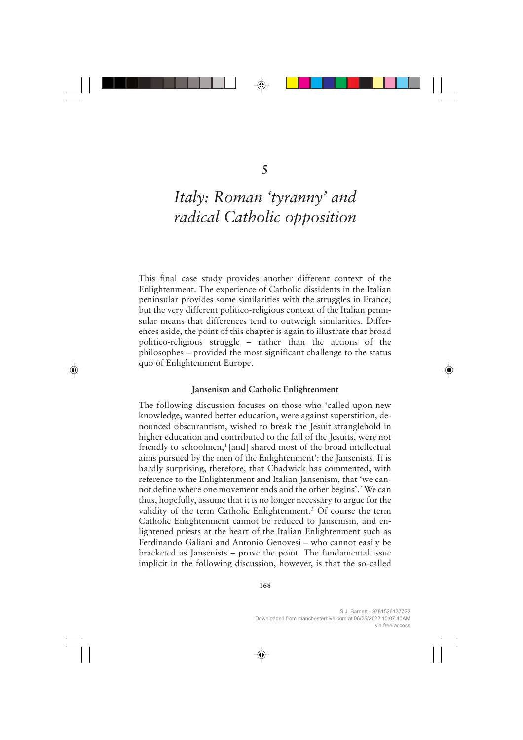# 5

# *Italy: Roman 'tyranny' and radical Catholic opposition*

This final case study provides another different context of the Enlightenment. The experience of Catholic dissidents in the Italian peninsular provides some similarities with the struggles in France, but the very different politico-religious context of the Italian peninsular means that differences tend to outweigh similarities. Differences aside, the point of this chapter is again to illustrate that broad politico-religious struggle – rather than the actions of the philosophes – provided the most significant challenge to the status quo of Enlightenment Europe.

## Jansenism and Catholic Enlightenment

The following discussion focuses on those who 'called upon new knowledge, wanted better education, were against superstition, denounced obscurantism, wished to break the Jesuit stranglehold in higher education and contributed to the fall of the Jesuits, were not friendly to schoolmen,[1] [and] shared most of the broad intellectual aims pursued by the men of the Enlightenment': the Jansenists. It is hardly surprising, therefore, that Chadwick has commented, with reference to the Enlightenment and Italian Jansenism, that 'we cannot define where one movement ends and the other begins'.[2] We can thus, hopefully, assume that it is no longer necessary to argue for the validity of the term Catholic Enlightenment.[3] Of course the term Catholic Enlightenment cannot be reduced to Jansenism, and enlightened priests at the heart of the Italian Enlightenment such as Ferdinando Galiani and Antonio Genovesi – who cannot easily be bracketed as Jansenists – prove the point. The fundamental issue implicit in the following discussion, however, is that the so-called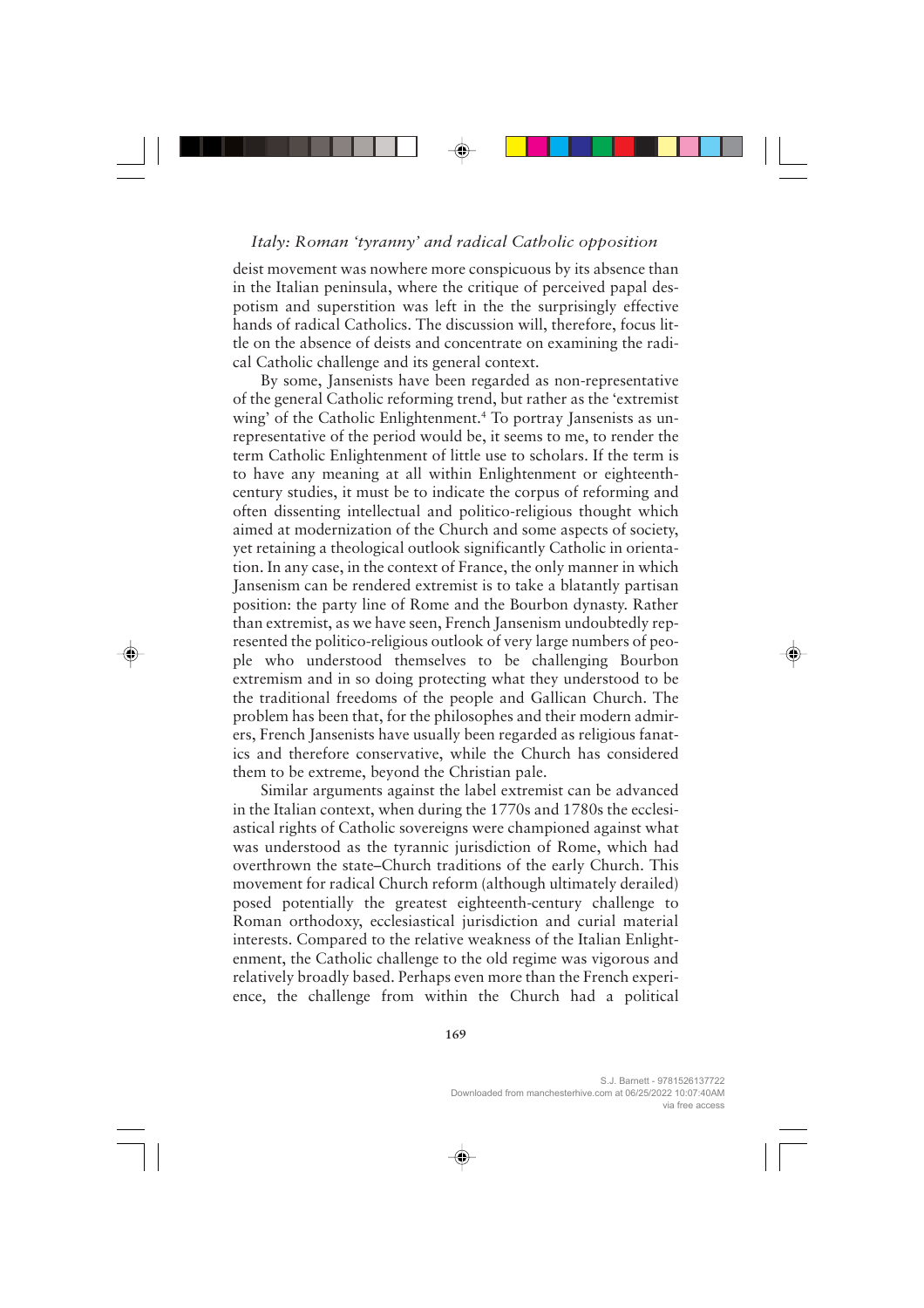deist movement was nowhere more conspicuous by its absence than in the Italian peninsula, where the critique of perceived papal despotism and superstition was left in the the surprisingly effective hands of radical Catholics. The discussion will, therefore, focus little on the absence of deists and concentrate on examining the radical Catholic challenge and its general context.

By some, Jansenists have been regarded as non-representative of the general Catholic reforming trend, but rather as the 'extremist wing' of the Catholic Enlightenment.[4] To portray Jansenists as unrepresentative of the period would be, it seems to me, to render the term Catholic Enlightenment of little use to scholars. If the term is to have any meaning at all within Enlightenment or eighteenth-century studies, it must be to indicate the corpus of reforming and often dissenting intellectual and politico-religious thought which aimed at modernization of the Church and some aspects of society, yet retaining a theological outlook significantly Catholic in orientation. In any case, in the context of France, the only manner in which Jansenism can be rendered extremist is to take a blatantly partisan position: the party line of Rome and the Bourbon dynasty. Rather than extremist, as we have seen, French Jansenism undoubtedly represented the politico-religious outlook of very large numbers of people who understood themselves to be challenging Bourbon extremism and in so doing protecting what they understood to be the traditional freedoms of the people and Gallican Church. The problem has been that, for the philosophes and their modern admirers, French Jansenists have usually been regarded as religious fanatics and therefore conservative, while the Church has considered them to be extreme, beyond the Christian pale.

Similar arguments against the label extremist can be advanced in the Italian context, when during the 1770s and 1780s the ecclesiastical rights of Catholic sovereigns were championed against what was understood as the tyrannic jurisdiction of Rome, which had overthrown the state–Church traditions of the early Church. This movement for radical Church reform (although ultimately derailed) posed potentially the greatest eighteenth-century challenge to Roman orthodoxy, ecclesiastical jurisdiction and curial material interests. Compared to the relative weakness of the Italian Enlightenment, the Catholic challenge to the old regime was vigorous and relatively broadly based. Perhaps even more than the French experience, the challenge from within the Church had a political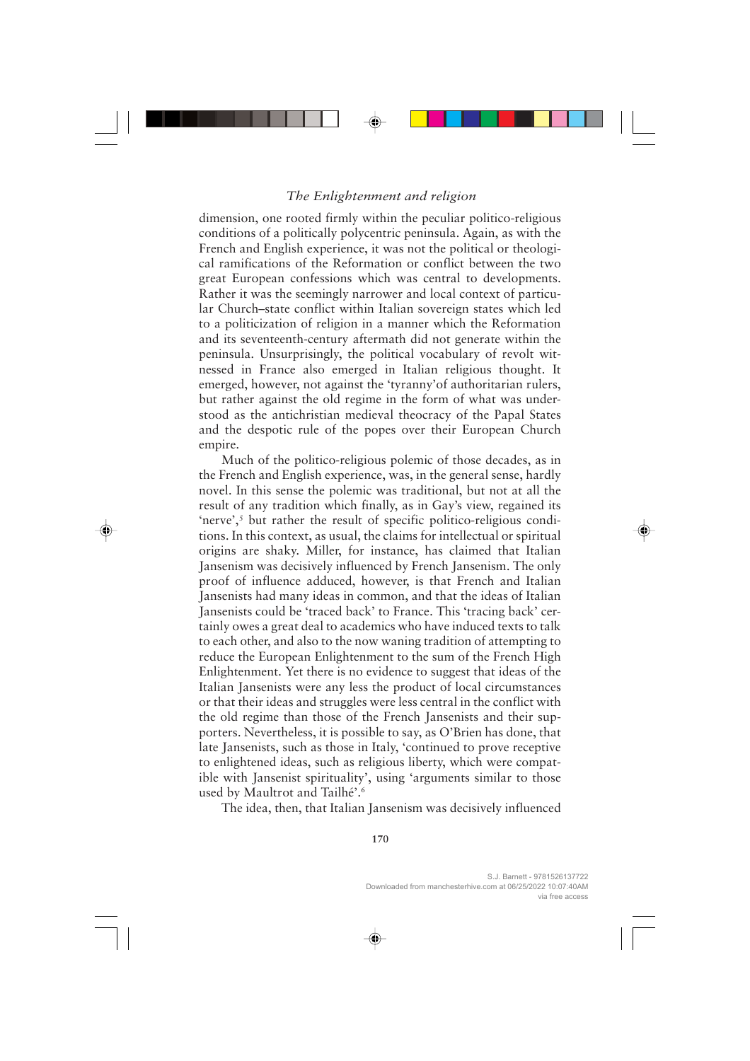dimension, one rooted firmly within the peculiar politico-religious conditions of a politically polycentric peninsula. Again, as with the French and English experience, it was not the political or theological ramifications of the Reformation or conflict between the two great European confessions which was central to developments. Rather it was the seemingly narrower and local context of particular Church–state conflict within Italian sovereign states which led to a politicization of religion in a manner which the Reformation and its seventeenth-century aftermath did not generate within the peninsula. Unsurprisingly, the political vocabulary of revolt witnessed in France also emerged in Italian religious thought. It emerged, however, not against the 'tyranny'of authoritarian rulers, but rather against the old regime in the form of what was understood as the antichristian medieval theocracy of the Papal States and the despotic rule of the popes over their European Church empire.

Much of the politico-religious polemic of those decades, as in the French and English experience, was, in the general sense, hardly novel. In this sense the polemic was traditional, but not at all the result of any tradition which finally, as in Gay's view, regained its 'nerve',[5] but rather the result of specific politico-religious conditions. In this context, as usual, the claims for intellectual or spiritual origins are shaky. Miller, for instance, has claimed that Italian Jansenism was decisively influenced by French Jansenism. The only proof of influence adduced, however, is that French and Italian Jansenists had many ideas in common, and that the ideas of Italian Jansenists could be 'traced back' to France. This 'tracing back' certainly owes a great deal to academics who have induced texts to talk to each other, and also to the now waning tradition of attempting to reduce the European Enlightenment to the sum of the French High Enlightenment. Yet there is no evidence to suggest that ideas of the Italian Jansenists were any less the product of local circumstances or that their ideas and struggles were less central in the conflict with the old regime than those of the French Jansenists and their supporters. Nevertheless, it is possible to say, as O'Brien has done, that late Jansenists, such as those in Italy, 'continued to prove receptive to enlightened ideas, such as religious liberty, which were compatible with Jansenist spirituality', using 'arguments similar to those used by Maultrot and Tailhé'.[6]

The idea, then, that Italian Jansenism was decisively influenced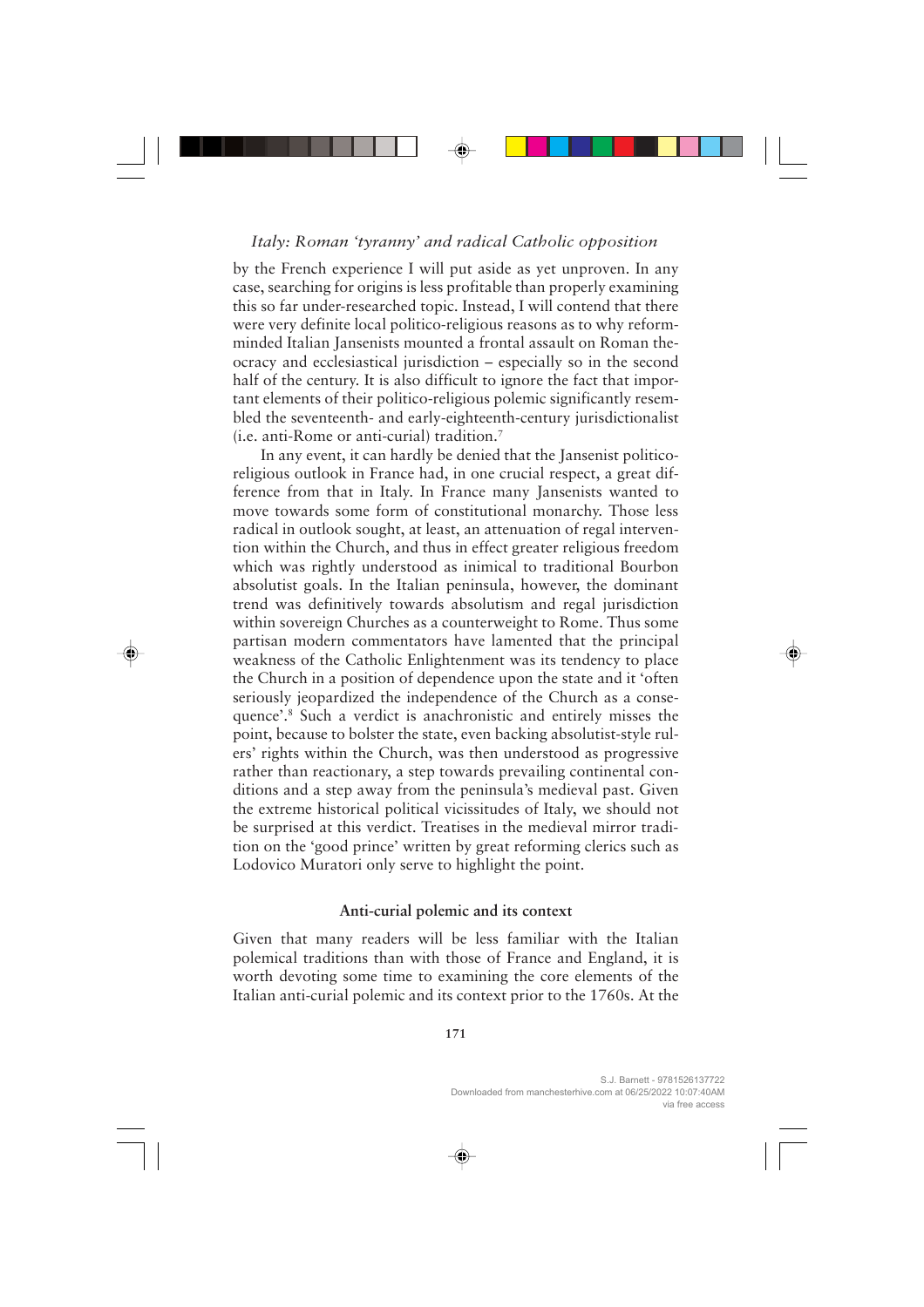by the French experience I will put aside as yet unproven. In any case, searching for origins is less profitable than properly examining this so far under-researched topic. Instead, I will contend that there were very definite local politico-religious reasons as to why reform-minded Italian Jansenists mounted a frontal assault on Roman theocracy and ecclesiastical jurisdiction – especially so in the second half of the century. It is also difficult to ignore the fact that important elements of their politico-religious polemic significantly resembled the seventeenth- and early-eighteenth-century jurisdictionalist (i.e. anti-Rome or anti-curial) tradition.[7]

In any event, it can hardly be denied that the Jansenist politico-religious outlook in France had, in one crucial respect, a great difference from that in Italy. In France many Jansenists wanted to move towards some form of constitutional monarchy. Those less radical in outlook sought, at least, an attenuation of regal intervention within the Church, and thus in effect greater religious freedom which was rightly understood as inimical to traditional Bourbon absolutist goals. In the Italian peninsula, however, the dominant trend was definitively towards absolutism and regal jurisdiction within sovereign Churches as a counterweight to Rome. Thus some partisan modern commentators have lamented that the principal weakness of the Catholic Enlightenment was its tendency to place the Church in a position of dependence upon the state and it 'often seriously jeopardized the independence of the Church as a consequence'.[8] Such a verdict is anachronistic and entirely misses the point, because to bolster the state, even backing absolutist-style rulers' rights within the Church, was then understood as progressive rather than reactionary, a step towards prevailing continental conditions and a step away from the peninsula's medieval past. Given the extreme historical political vicissitudes of Italy, we should not be surprised at this verdict. Treatises in the medieval mirror tradition on the 'good prince' written by great reforming clerics such as Lodovico Muratori only serve to highlight the point.

## Anti-curial polemic and its context

Given that many readers will be less familiar with the Italian polemical traditions than with those of France and England, it is worth devoting some time to examining the core elements of the Italian anti-curial polemic and its context prior to the 1760s. At the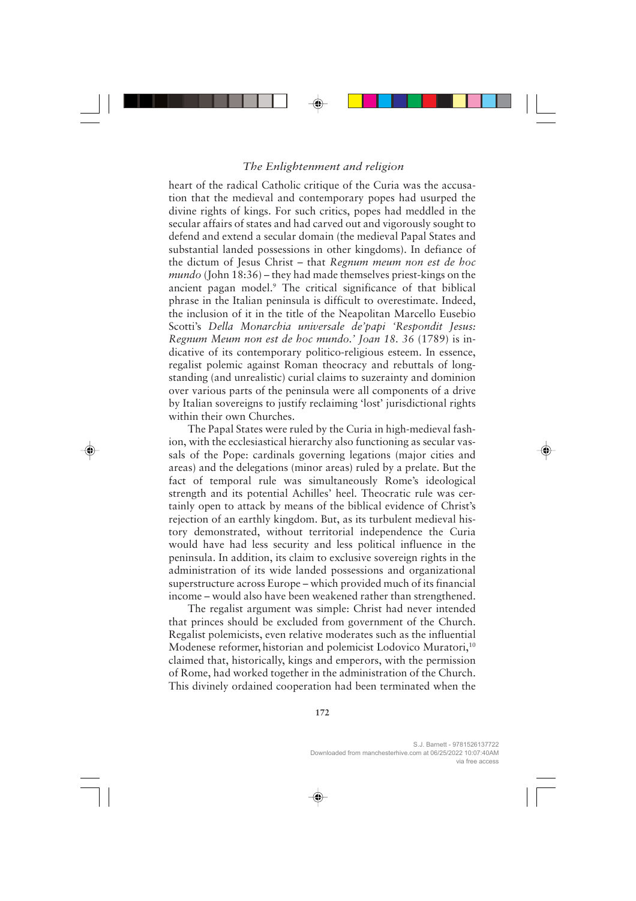heart of the radical Catholic critique of the Curia was the accusation that the medieval and contemporary popes had usurped the divine rights of kings. For such critics, popes had meddled in the secular affairs of states and had carved out and vigorously sought to defend and extend a secular domain (the medieval Papal States and substantial landed possessions in other kingdoms). In defiance of the dictum of Jesus Christ – that *Regnum meum non est de hoc mundo* (John 18:36) – they had made themselves priest-kings on the ancient pagan model.[9] The critical significance of that biblical phrase in the Italian peninsula is difficult to overestimate. Indeed, the inclusion of it in the title of the Neapolitan Marcello Eusebio Scotti's *Della Monarchia universale de'papi 'Respondit Jesus: Regnum Meum non est de hoc mundo.' Joan 18. 36* (1789) is indicative of its contemporary politico-religious esteem. In essence, regalist polemic against Roman theocracy and rebuttals of long-standing (and unrealistic) curial claims to suzerainty and dominion over various parts of the peninsula were all components of a drive by Italian sovereigns to justify reclaiming 'lost' jurisdictional rights within their own Churches.

The Papal States were ruled by the Curia in high-medieval fashion, with the ecclesiastical hierarchy also functioning as secular vassals of the Pope: cardinals governing legations (major cities and areas) and the delegations (minor areas) ruled by a prelate. But the fact of temporal rule was simultaneously Rome's ideological strength and its potential Achilles' heel. Theocratic rule was certainly open to attack by means of the biblical evidence of Christ's rejection of an earthly kingdom. But, as its turbulent medieval history demonstrated, without territorial independence the Curia would have had less security and less political influence in the peninsula. In addition, its claim to exclusive sovereign rights in the administration of its wide landed possessions and organizational superstructure across Europe – which provided much of its financial income – would also have been weakened rather than strengthened.

The regalist argument was simple: Christ had never intended that princes should be excluded from government of the Church. Regalist polemicists, even relative moderates such as the influential Modenese reformer, historian and polemicist Lodovico Muratori,[10] claimed that, historically, kings and emperors, with the permission of Rome, had worked together in the administration of the Church. This divinely ordained cooperation had been terminated when the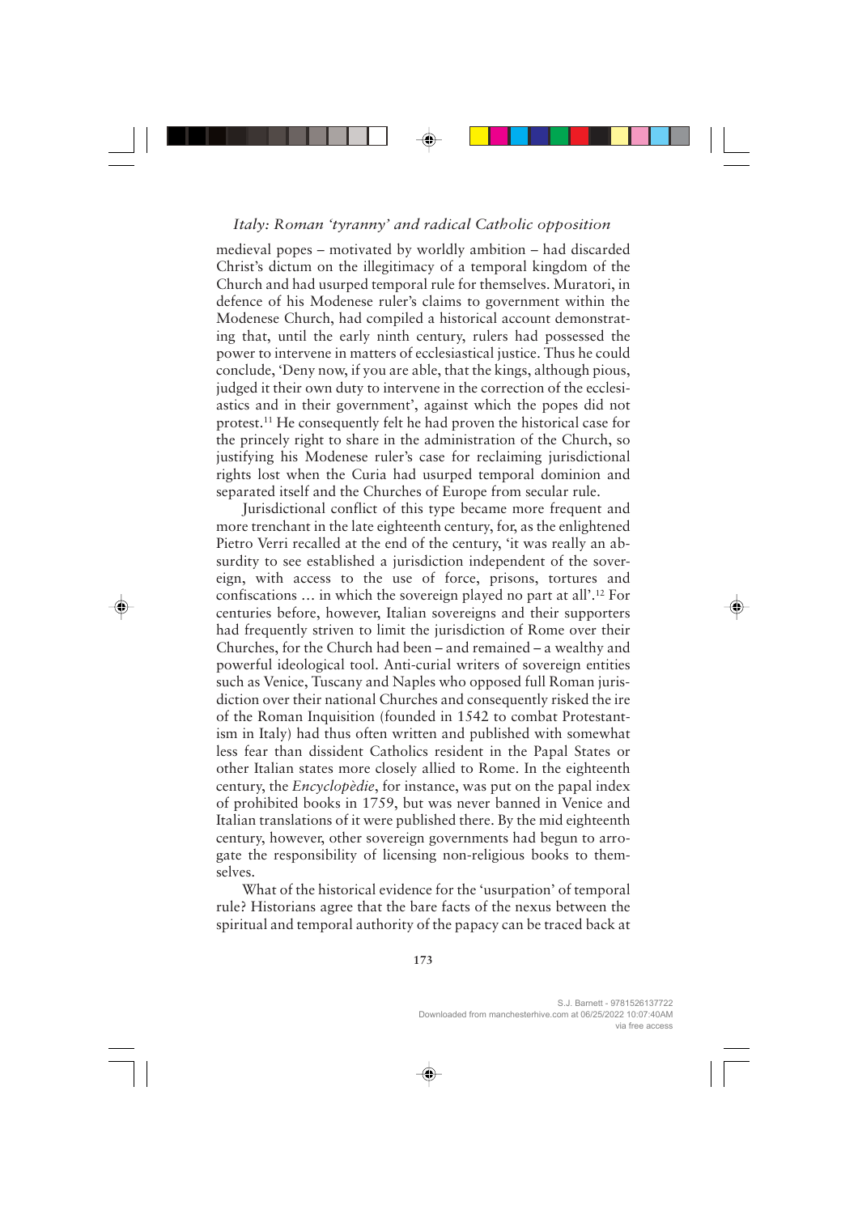medieval popes – motivated by worldly ambition – had discarded Christ's dictum on the illegitimacy of a temporal kingdom of the Church and had usurped temporal rule for themselves. Muratori, in defence of his Modenese ruler's claims to government within the Modenese Church, had compiled a historical account demonstrating that, until the early ninth century, rulers had possessed the power to intervene in matters of ecclesiastical justice. Thus he could conclude, 'Deny now, if you are able, that the kings, although pious, judged it their own duty to intervene in the correction of the ecclesiastics and in their government', against which the popes did not protest.[11] He consequently felt he had proven the historical case for the princely right to share in the administration of the Church, so justifying his Modenese ruler's case for reclaiming jurisdictional rights lost when the Curia had usurped temporal dominion and separated itself and the Churches of Europe from secular rule.

Jurisdictional conflict of this type became more frequent and more trenchant in the late eighteenth century, for, as the enlightened Pietro Verri recalled at the end of the century, 'it was really an absurdity to see established a jurisdiction independent of the sovereign, with access to the use of force, prisons, tortures and confiscations … in which the sovereign played no part at all'.[12] For centuries before, however, Italian sovereigns and their supporters had frequently striven to limit the jurisdiction of Rome over their Churches, for the Church had been – and remained – a wealthy and powerful ideological tool. Anti-curial writers of sovereign entities such as Venice, Tuscany and Naples who opposed full Roman jurisdiction over their national Churches and consequently risked the ire of the Roman Inquisition (founded in 1542 to combat Protestantism in Italy) had thus often written and published with somewhat less fear than dissident Catholics resident in the Papal States or other Italian states more closely allied to Rome. In the eighteenth century, the *Encyclopèdie*, for instance, was put on the papal index of prohibited books in 1759, but was never banned in Venice and Italian translations of it were published there. By the mid eighteenth century, however, other sovereign governments had begun to arrogate the responsibility of licensing non-religious books to themselves.

What of the historical evidence for the 'usurpation' of temporal rule? Historians agree that the bare facts of the nexus between the spiritual and temporal authority of the papacy can be traced back at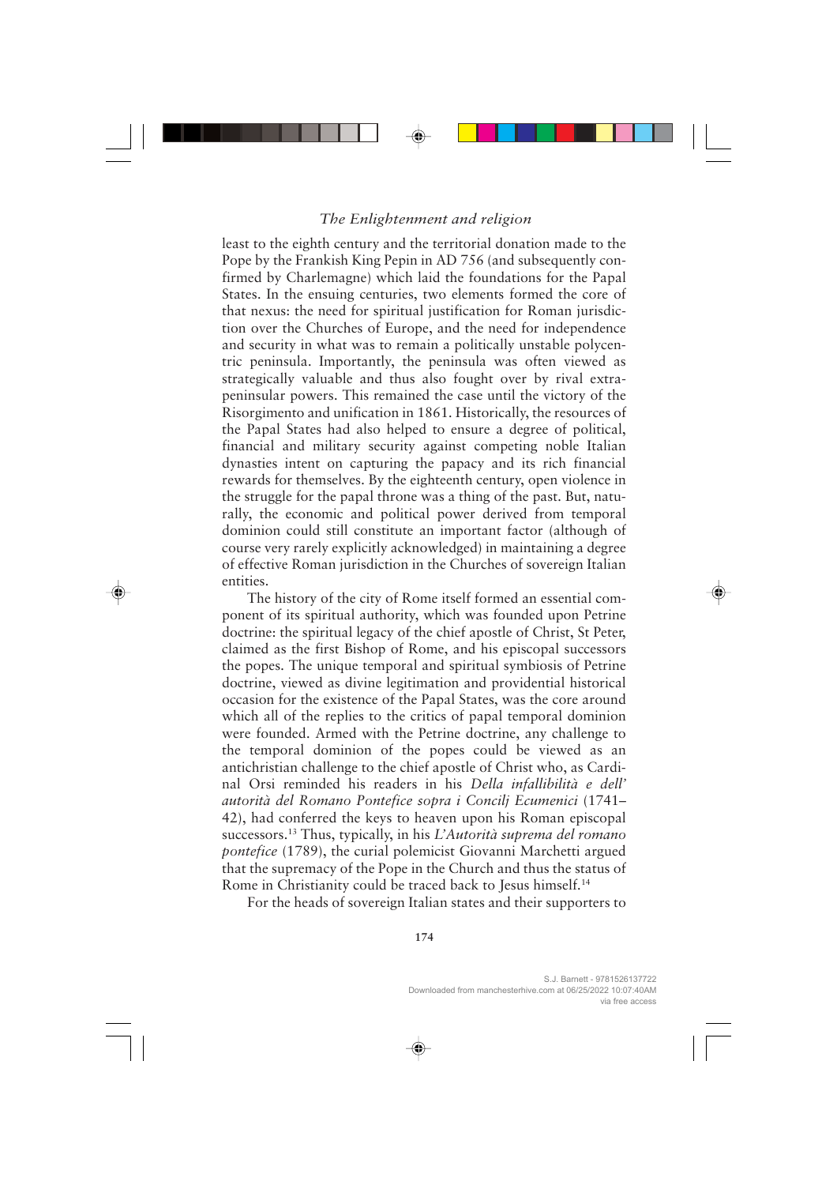least to the eighth century and the territorial donation made to the Pope by the Frankish King Pepin in AD 756 (and subsequently confirmed by Charlemagne) which laid the foundations for the Papal States. In the ensuing centuries, two elements formed the core of that nexus: the need for spiritual justification for Roman jurisdiction over the Churches of Europe, and the need for independence and security in what was to remain a politically unstable polycentric peninsula. Importantly, the peninsula was often viewed as strategically valuable and thus also fought over by rival extra-peninsular powers. This remained the case until the victory of the Risorgimento and unification in 1861. Historically, the resources of the Papal States had also helped to ensure a degree of political, financial and military security against competing noble Italian dynasties intent on capturing the papacy and its rich financial rewards for themselves. By the eighteenth century, open violence in the struggle for the papal throne was a thing of the past. But, naturally, the economic and political power derived from temporal dominion could still constitute an important factor (although of course very rarely explicitly acknowledged) in maintaining a degree of effective Roman jurisdiction in the Churches of sovereign Italian entities.

The history of the city of Rome itself formed an essential component of its spiritual authority, which was founded upon Petrine doctrine: the spiritual legacy of the chief apostle of Christ, St Peter, claimed as the first Bishop of Rome, and his episcopal successors the popes. The unique temporal and spiritual symbiosis of Petrine doctrine, viewed as divine legitimation and providential historical occasion for the existence of the Papal States, was the core around which all of the replies to the critics of papal temporal dominion were founded. Armed with the Petrine doctrine, any challenge to the temporal dominion of the popes could be viewed as an antichristian challenge to the chief apostle of Christ who, as Cardinal Orsi reminded his readers in his *Della infallibilità e dell' autorità del Romano Pontefice sopra i Concilj Ecumenici* (1741–42), had conferred the keys to heaven upon his Roman episcopal successors.[13] Thus, typically, in his *L'Autorità suprema del romano pontefice* (1789), the curial polemicist Giovanni Marchetti argued that the supremacy of the Pope in the Church and thus the status of Rome in Christianity could be traced back to Jesus himself.[14]

For the heads of sovereign Italian states and their supporters to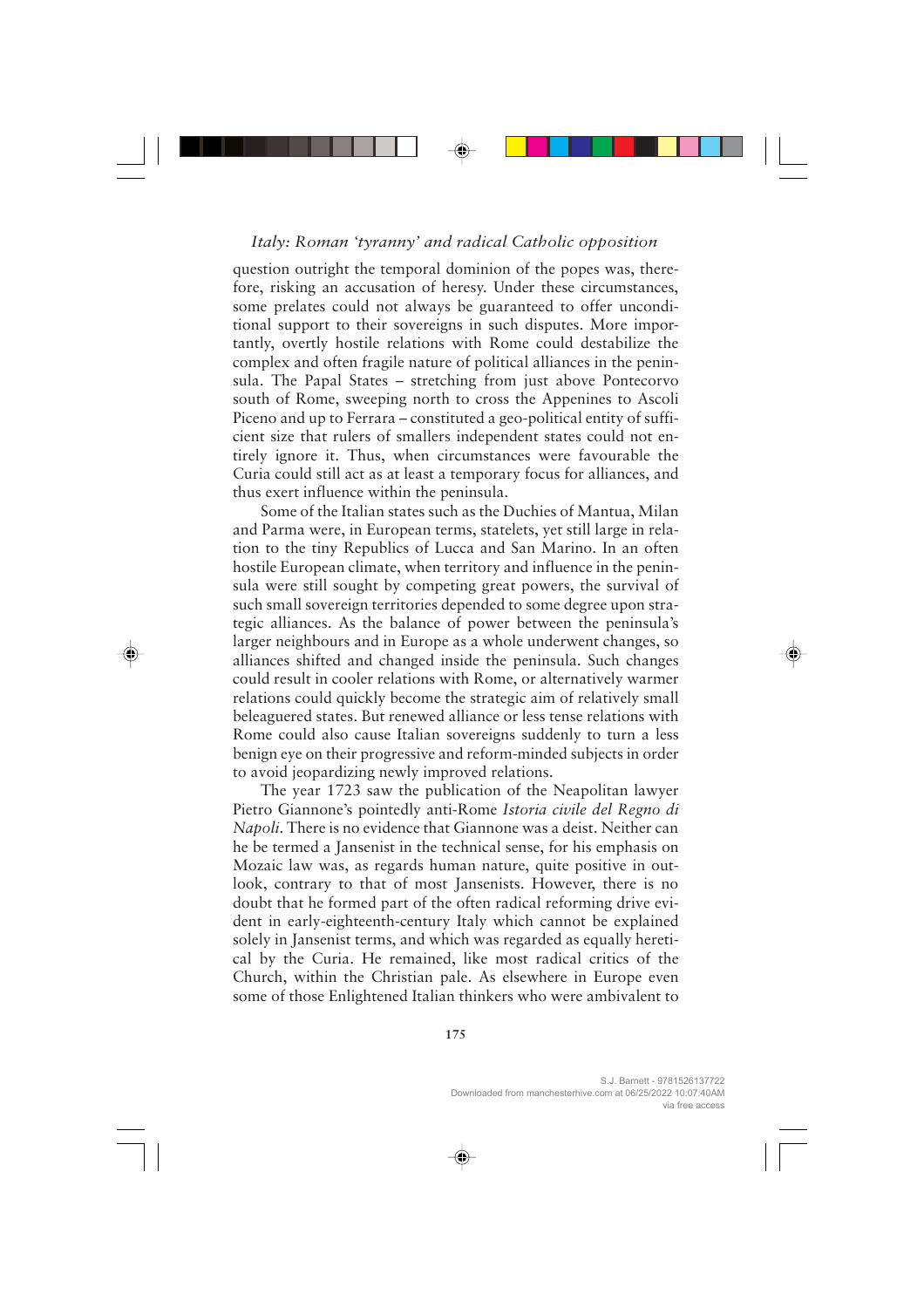question outright the temporal dominion of the popes was, therefore, risking an accusation of heresy. Under these circumstances, some prelates could not always be guaranteed to offer unconditional support to their sovereigns in such disputes. More importantly, overtly hostile relations with Rome could destabilize the complex and often fragile nature of political alliances in the peninsula. The Papal States – stretching from just above Pontecorvo south of Rome, sweeping north to cross the Appenines to Ascoli Piceno and up to Ferrara – constituted a geo-political entity of sufficient size that rulers of smallers independent states could not entirely ignore it. Thus, when circumstances were favourable the Curia could still act as at least a temporary focus for alliances, and thus exert influence within the peninsula.

Some of the Italian states such as the Duchies of Mantua, Milan and Parma were, in European terms, statelets, yet still large in relation to the tiny Republics of Lucca and San Marino. In an often hostile European climate, when territory and influence in the peninsula were still sought by competing great powers, the survival of such small sovereign territories depended to some degree upon strategic alliances. As the balance of power between the peninsula's larger neighbours and in Europe as a whole underwent changes, so alliances shifted and changed inside the peninsula. Such changes could result in cooler relations with Rome, or alternatively warmer relations could quickly become the strategic aim of relatively small beleaguered states. But renewed alliance or less tense relations with Rome could also cause Italian sovereigns suddenly to turn a less benign eye on their progressive and reform-minded subjects in order to avoid jeopardizing newly improved relations.

The year 1723 saw the publication of the Neapolitan lawyer Pietro Giannone's pointedly anti-Rome *Istoria civile del Regno di Napoli*. There is no evidence that Giannone was a deist. Neither can he be termed a Jansenist in the technical sense, for his emphasis on Mozaic law was, as regards human nature, quite positive in outlook, contrary to that of most Jansenists. However, there is no doubt that he formed part of the often radical reforming drive evident in early-eighteenth-century Italy which cannot be explained solely in Jansenist terms, and which was regarded as equally heretical by the Curia. He remained, like most radical critics of the Church, within the Christian pale. As elsewhere in Europe even some of those Enlightened Italian thinkers who were ambivalent to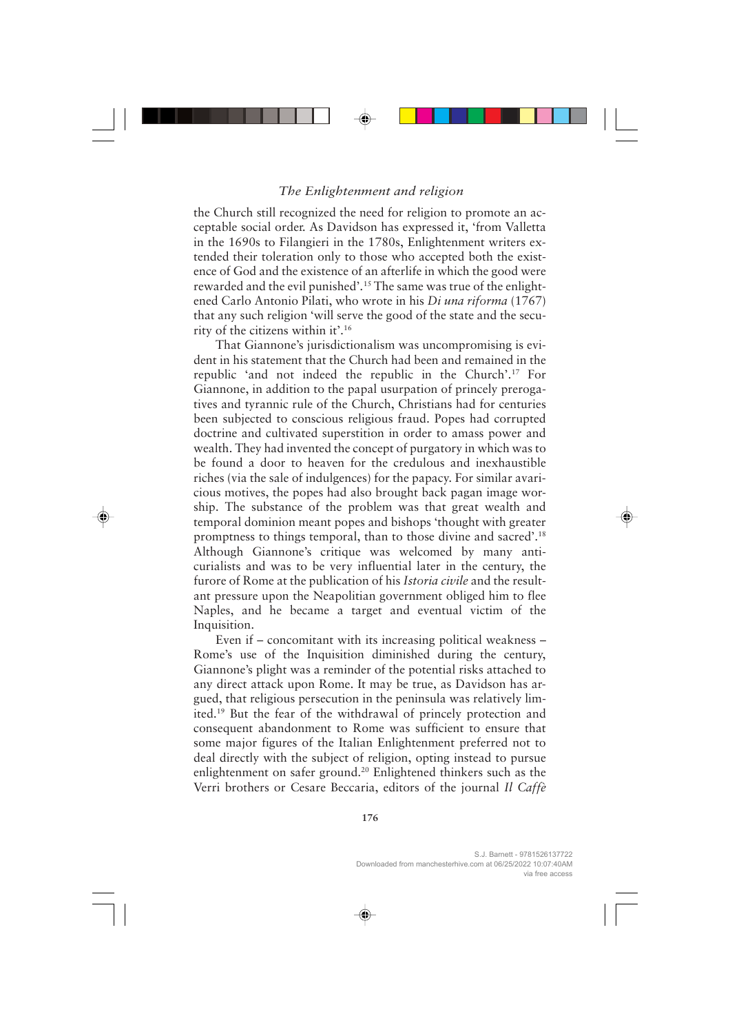the Church still recognized the need for religion to promote an acceptable social order. As Davidson has expressed it, 'from Valletta in the 1690s to Filangieri in the 1780s, Enlightenment writers extended their toleration only to those who accepted both the existence of God and the existence of an afterlife in which the good were rewarded and the evil punished'.[15] The same was true of the enlightened Carlo Antonio Pilati, who wrote in his *Di una riforma* (1767) that any such religion 'will serve the good of the state and the security of the citizens within it'.[16]

That Giannone's jurisdictionalism was uncompromising is evident in his statement that the Church had been and remained in the republic 'and not indeed the republic in the Church'.[17] For Giannone, in addition to the papal usurpation of princely prerogatives and tyrannic rule of the Church, Christians had for centuries been subjected to conscious religious fraud. Popes had corrupted doctrine and cultivated superstition in order to amass power and wealth. They had invented the concept of purgatory in which was to be found a door to heaven for the credulous and inexhaustible riches (via the sale of indulgences) for the papacy. For similar avaricious motives, the popes had also brought back pagan image worship. The substance of the problem was that great wealth and temporal dominion meant popes and bishops 'thought with greater promptness to things temporal, than to those divine and sacred'.[18] Although Giannone's critique was welcomed by many anticurialists and was to be very influential later in the century, the furore of Rome at the publication of his *Istoria civile* and the resultant pressure upon the Neapolitan government obliged him to flee Naples, and he became a target and eventual victim of the Inquisition.

Even if – concomitant with its increasing political weakness – Rome's use of the Inquisition diminished during the century, Giannone's plight was a reminder of the potential risks attached to any direct attack upon Rome. It may be true, as Davidson has argued, that religious persecution in the peninsula was relatively limited.[19] But the fear of the withdrawal of princely protection and consequent abandonment to Rome was sufficient to ensure that some major figures of the Italian Enlightenment preferred not to deal directly with the subject of religion, opting instead to pursue enlightenment on safer ground.[20] Enlightened thinkers such as the Verri brothers or Cesare Beccaria, editors of the journal *Il Caffè*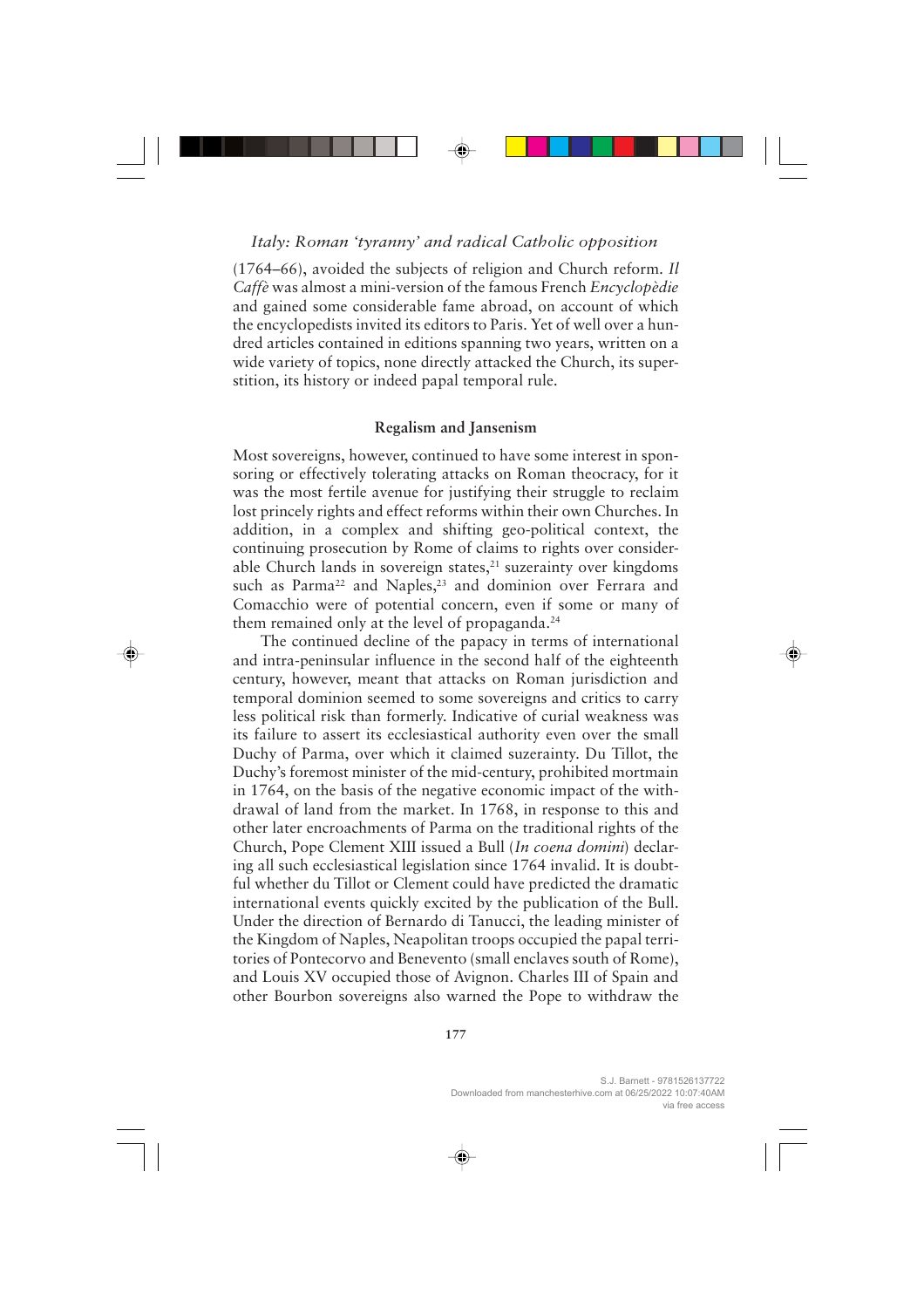(1764–66), avoided the subjects of religion and Church reform. *Il Caffè* was almost a mini-version of the famous French *Encyclopèdie* and gained some considerable fame abroad, on account of which the encyclopedists invited its editors to Paris. Yet of well over a hundred articles contained in editions spanning two years, written on a wide variety of topics, none directly attacked the Church, its superstition, its history or indeed papal temporal rule.

### Regalism and Jansenism

Most sovereigns, however, continued to have some interest in sponsoring or effectively tolerating attacks on Roman theocracy, for it was the most fertile avenue for justifying their struggle to reclaim lost princely rights and effect reforms within their own Churches. In addition, in a complex and shifting geo-political context, the continuing prosecution by Rome of claims to rights over considerable Church lands in sovereign states,[21] suzerainty over kingdoms such as Parma[22] and Naples,[23] and dominion over Ferrara and Comacchio were of potential concern, even if some or many of them remained only at the level of propaganda.[24]

The continued decline of the papacy in terms of international and intra-peninsular influence in the second half of the eighteenth century, however, meant that attacks on Roman jurisdiction and temporal dominion seemed to some sovereigns and critics to carry less political risk than formerly. Indicative of curial weakness was its failure to assert its ecclesiastical authority even over the small Duchy of Parma, over which it claimed suzerainty. Du Tillot, the Duchy's foremost minister of the mid-century, prohibited mortmain in 1764, on the basis of the negative economic impact of the withdrawal of land from the market. In 1768, in response to this and other later encroachments of Parma on the traditional rights of the Church, Pope Clement XIII issued a Bull (*In coena domini*) declaring all such ecclesiastical legislation since 1764 invalid. It is doubtful whether du Tillot or Clement could have predicted the dramatic international events quickly excited by the publication of the Bull. Under the direction of Bernardo di Tanucci, the leading minister of the Kingdom of Naples, Neapolitan troops occupied the papal territories of Pontecorvo and Benevento (small enclaves south of Rome), and Louis XV occupied those of Avignon. Charles III of Spain and other Bourbon sovereigns also warned the Pope to withdraw the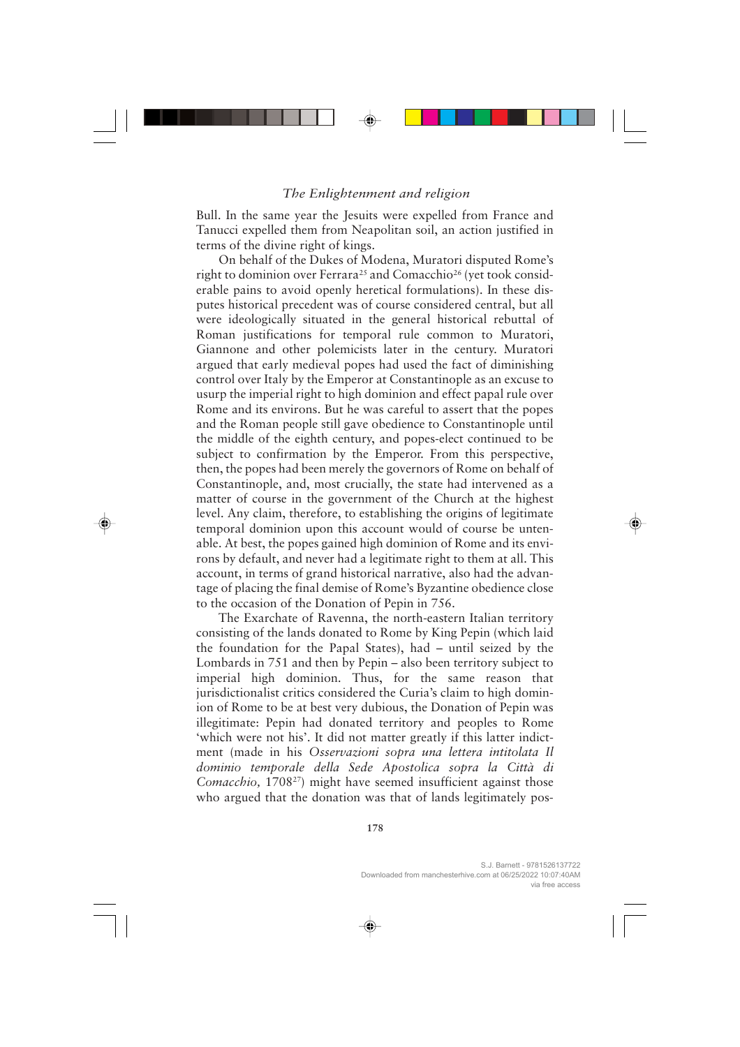Bull. In the same year the Jesuits were expelled from France and Tanucci expelled them from Neapolitan soil, an action justified in terms of the divine right of kings.

On behalf of the Dukes of Modena, Muratori disputed Rome's right to dominion over Ferrara[25] and Comacchio[26] (yet took considerable pains to avoid openly heretical formulations). In these disputes historical precedent was of course considered central, but all were ideologically situated in the general historical rebuttal of Roman justifications for temporal rule common to Muratori, Giannone and other polemicists later in the century. Muratori argued that early medieval popes had used the fact of diminishing control over Italy by the Emperor at Constantinople as an excuse to usurp the imperial right to high dominion and effect papal rule over Rome and its environs. But he was careful to assert that the popes and the Roman people still gave obedience to Constantinople until the middle of the eighth century, and popes-elect continued to be subject to confirmation by the Emperor. From this perspective, then, the popes had been merely the governors of Rome on behalf of Constantinople, and, most crucially, the state had intervened as a matter of course in the government of the Church at the highest level. Any claim, therefore, to establishing the origins of legitimate temporal dominion upon this account would of course be untenable. At best, the popes gained high dominion of Rome and its environs by default, and never had a legitimate right to them at all. This account, in terms of grand historical narrative, also had the advantage of placing the final demise of Rome's Byzantine obedience close to the occasion of the Donation of Pepin in 756.

The Exarchate of Ravenna, the north-eastern Italian territory consisting of the lands donated to Rome by King Pepin (which laid the foundation for the Papal States), had – until seized by the Lombards in 751 and then by Pepin – also been territory subject to imperial high dominion. Thus, for the same reason that jurisdictionalist critics considered the Curia's claim to high dominion of Rome to be at best very dubious, the Donation of Pepin was illegitimate: Pepin had donated territory and peoples to Rome 'which were not his'. It did not matter greatly if this latter indictment (made in his *Osservazioni sopra una lettera intitolata Il dominio temporale della Sede Apostolica sopra la Città di Comacchio,* 1708[27]) might have seemed insufficient against those who argued that the donation was that of lands legitimately pos-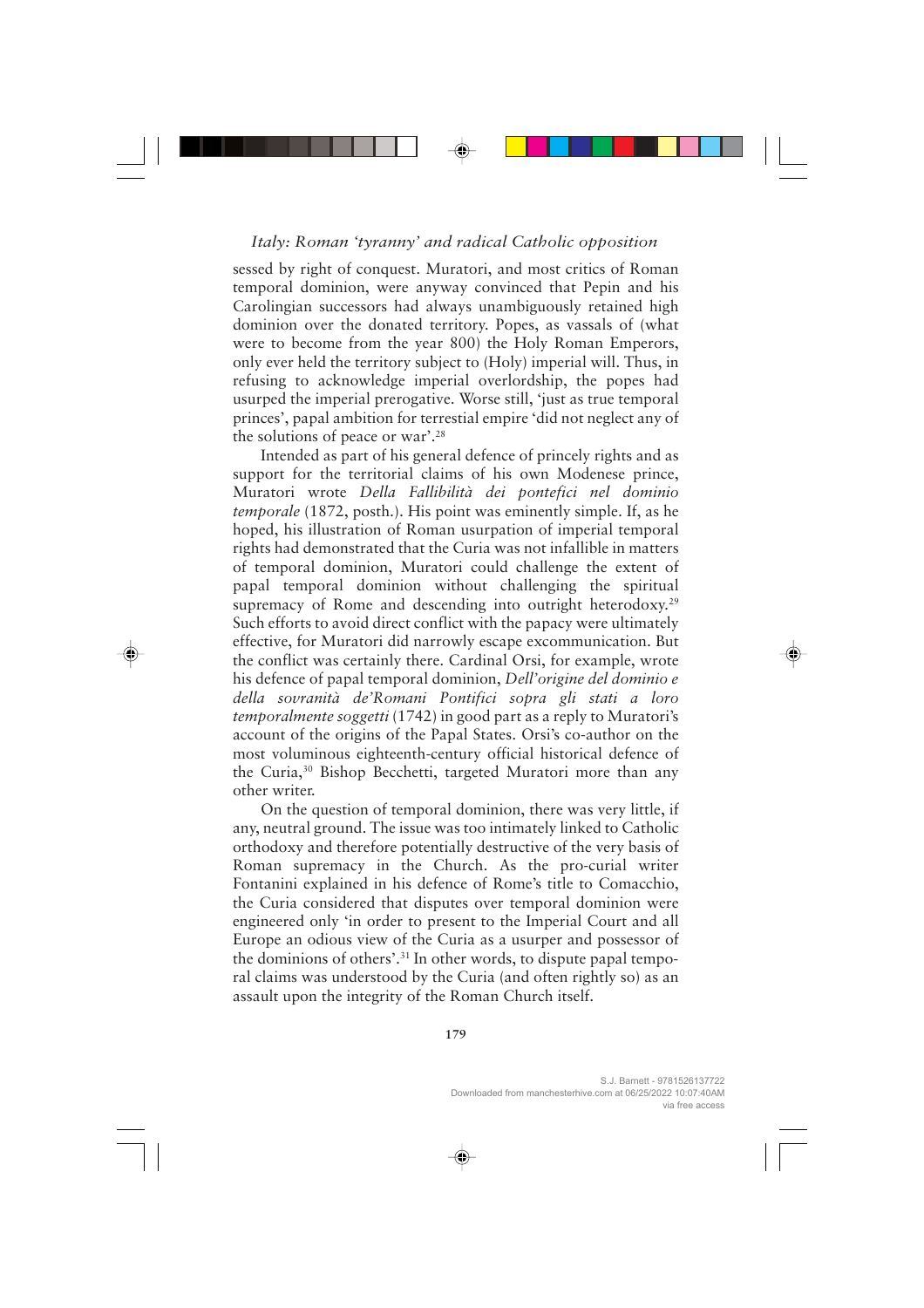sessed by right of conquest. Muratori, and most critics of Roman temporal dominion, were anyway convinced that Pepin and his Carolingian successors had always unambiguously retained high dominion over the donated territory. Popes, as vassals of (what were to become from the year 800) the Holy Roman Emperors, only ever held the territory subject to (Holy) imperial will. Thus, in refusing to acknowledge imperial overlordship, the popes had usurped the imperial prerogative. Worse still, 'just as true temporal princes', papal ambition for terrestial empire 'did not neglect any of the solutions of peace or war'.[28]

Intended as part of his general defence of princely rights and as support for the territorial claims of his own Modenese prince, Muratori wrote *Della Fallibilità dei pontefici nel dominio temporale* (1872, posth.). His point was eminently simple. If, as he hoped, his illustration of Roman usurpation of imperial temporal rights had demonstrated that the Curia was not infallible in matters of temporal dominion, Muratori could challenge the extent of papal temporal dominion without challenging the spiritual supremacy of Rome and descending into outright heterodoxy.[29] Such efforts to avoid direct conflict with the papacy were ultimately effective, for Muratori did narrowly escape excommunication. But the conflict was certainly there. Cardinal Orsi, for example, wrote his defence of papal temporal dominion, *Dell'origine del dominio e della sovranità de'Romani Pontifici sopra gli stati a loro temporalmente soggetti* (1742) in good part as a reply to Muratori's account of the origins of the Papal States. Orsi's co-author on the most voluminous eighteenth-century official historical defence of the Curia,[30] Bishop Becchetti, targeted Muratori more than any other writer.

On the question of temporal dominion, there was very little, if any, neutral ground. The issue was too intimately linked to Catholic orthodoxy and therefore potentially destructive of the very basis of Roman supremacy in the Church. As the pro-curial writer Fontanini explained in his defence of Rome's title to Comacchio, the Curia considered that disputes over temporal dominion were engineered only 'in order to present to the Imperial Court and all Europe an odious view of the Curia as a usurper and possessor of the dominions of others'.[31] In other words, to dispute papal temporal claims was understood by the Curia (and often rightly so) as an assault upon the integrity of the Roman Church itself.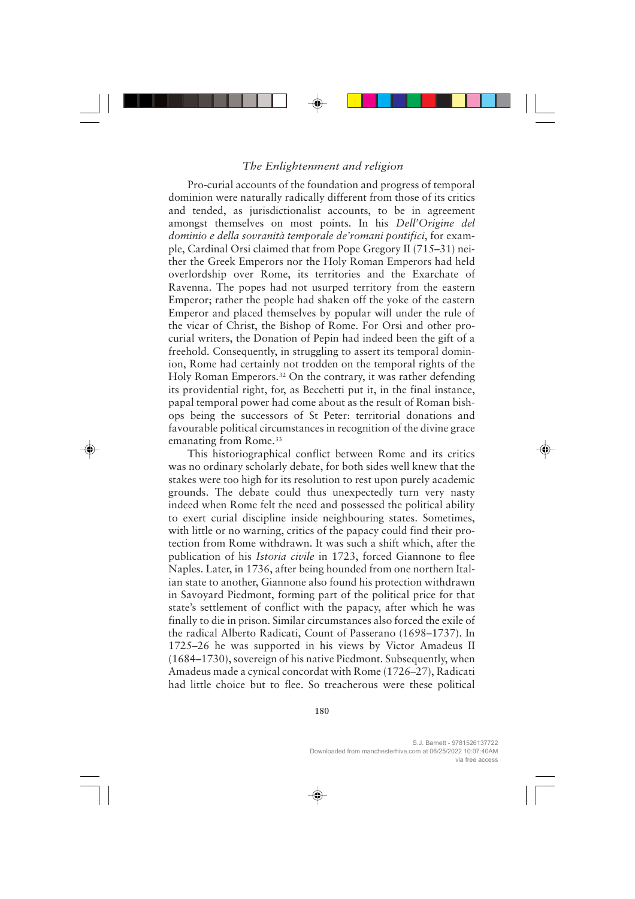Pro-curial accounts of the foundation and progress of temporal dominion were naturally radically different from those of its critics and tended, as jurisdictionalist accounts, to be in agreement amongst themselves on most points. In his *Dell'Origine del dominio e della sovranità temporale de'romani pontifici*, for example, Cardinal Orsi claimed that from Pope Gregory II (715–31) neither the Greek Emperors nor the Holy Roman Emperors had held overlordship over Rome, its territories and the Exarchate of Ravenna. The popes had not usurped territory from the eastern Emperor; rather the people had shaken off the yoke of the eastern Emperor and placed themselves by popular will under the rule of the vicar of Christ, the Bishop of Rome. For Orsi and other pro-curial writers, the Donation of Pepin had indeed been the gift of a freehold. Consequently, in struggling to assert its temporal dominion, Rome had certainly not trodden on the temporal rights of the Holy Roman Emperors.[32] On the contrary, it was rather defending its providential right, for, as Becchetti put it, in the final instance, papal temporal power had come about as the result of Roman bishops being the successors of St Peter: territorial donations and favourable political circumstances in recognition of the divine grace emanating from Rome.[33]

This historiographical conflict between Rome and its critics was no ordinary scholarly debate, for both sides well knew that the stakes were too high for its resolution to rest upon purely academic grounds. The debate could thus unexpectedly turn very nasty indeed when Rome felt the need and possessed the political ability to exert curial discipline inside neighbouring states. Sometimes, with little or no warning, critics of the papacy could find their protection from Rome withdrawn. It was such a shift which, after the publication of his *Istoria civile* in 1723, forced Giannone to flee Naples. Later, in 1736, after being hounded from one northern Italian state to another, Giannone also found his protection withdrawn in Savoyard Piedmont, forming part of the political price for that state's settlement of conflict with the papacy, after which he was finally to die in prison. Similar circumstances also forced the exile of the radical Alberto Radicati, Count of Passerano (1698–1737). In 1725–26 he was supported in his views by Victor Amadeus II (1684–1730), sovereign of his native Piedmont. Subsequently, when Amadeus made a cynical concordat with Rome (1726–27), Radicati had little choice but to flee. So treacherous were these political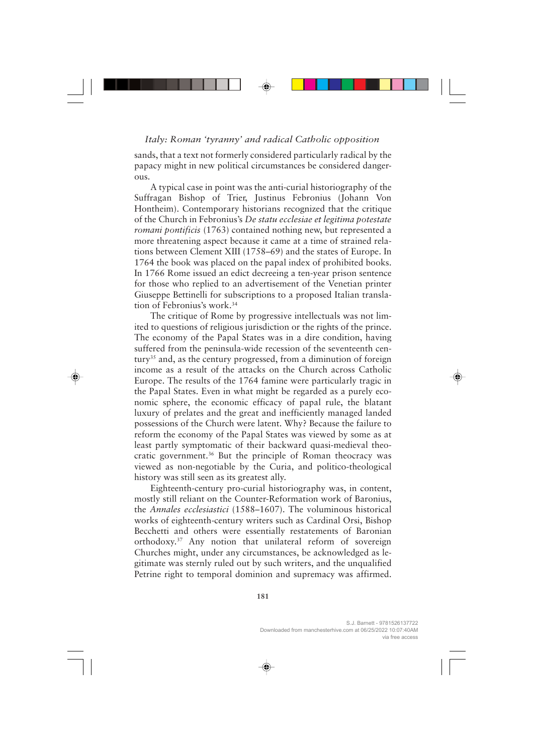sands, that a text not formerly considered particularly radical by the papacy might in new political circumstances be considered dangerous.

A typical case in point was the anti-curial historiography of the Suffragan Bishop of Trier, Justinus Febronius (Johann Von Hontheim). Contemporary historians recognized that the critique of the Church in Febronius's *De statu ecclesiae et legitima potestate romani pontificis* (1763) contained nothing new, but represented a more threatening aspect because it came at a time of strained relations between Clement XIII (1758–69) and the states of Europe. In 1764 the book was placed on the papal index of prohibited books. In 1766 Rome issued an edict decreeing a ten-year prison sentence for those who replied to an advertisement of the Venetian printer Giuseppe Bettinelli for subscriptions to a proposed Italian translation of Febronius's work.[34]

The critique of Rome by progressive intellectuals was not limited to questions of religious jurisdiction or the rights of the prince. The economy of the Papal States was in a dire condition, having suffered from the peninsula-wide recession of the seventeenth century[35] and, as the century progressed, from a diminution of foreign income as a result of the attacks on the Church across Catholic Europe. The results of the 1764 famine were particularly tragic in the Papal States. Even in what might be regarded as a purely economic sphere, the economic efficacy of papal rule, the blatant luxury of prelates and the great and inefficiently managed landed possessions of the Church were latent. Why? Because the failure to reform the economy of the Papal States was viewed by some as at least partly symptomatic of their backward quasi-medieval theocratic government.[36] But the principle of Roman theocracy was viewed as non-negotiable by the Curia, and politico-theological history was still seen as its greatest ally.

Eighteenth-century pro-curial historiography was, in content, mostly still reliant on the Counter-Reformation work of Baronius, the *Annales ecclesiastici* (1588–1607). The voluminous historical works of eighteenth-century writers such as Cardinal Orsi, Bishop Becchetti and others were essentially restatements of Baronian orthodoxy.[37] Any notion that unilateral reform of sovereign Churches might, under any circumstances, be acknowledged as legitimate was sternly ruled out by such writers, and the unqualified Petrine right to temporal dominion and supremacy was affirmed.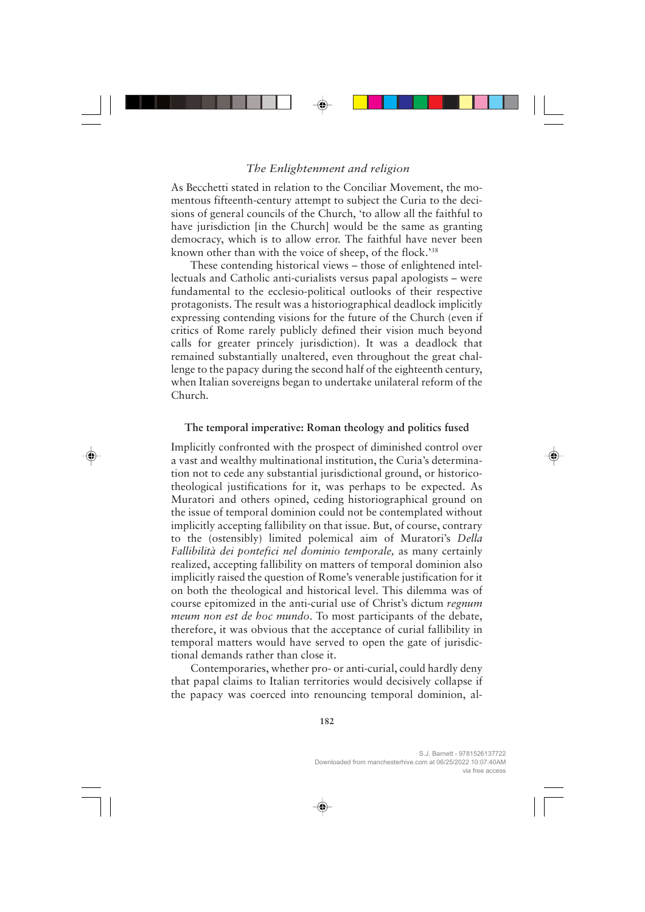As Becchetti stated in relation to the Conciliar Movement, the momentous fifteenth-century attempt to subject the Curia to the decisions of general councils of the Church, 'to allow all the faithful to have jurisdiction [in the Church] would be the same as granting democracy, which is to allow error. The faithful have never been known other than with the voice of sheep, of the flock.'[38]

These contending historical views – those of enlightened intellectuals and Catholic anti-curialists versus papal apologists – were fundamental to the ecclesio-political outlooks of their respective protagonists. The result was a historiographical deadlock implicitly expressing contending visions for the future of the Church (even if critics of Rome rarely publicly defined their vision much beyond calls for greater princely jurisdiction). It was a deadlock that remained substantially unaltered, even throughout the great challenge to the papacy during the second half of the eighteenth century, when Italian sovereigns began to undertake unilateral reform of the Church.

### The temporal imperative: Roman theology and politics fused

Implicitly confronted with the prospect of diminished control over a vast and wealthy multinational institution, the Curia's determination not to cede any substantial jurisdictional ground, or historico-theological justifications for it, was perhaps to be expected. As Muratori and others opined, ceding historiographical ground on the issue of temporal dominion could not be contemplated without implicitly accepting fallibility on that issue. But, of course, contrary to the (ostensibly) limited polemical aim of Muratori's *Della Fallibilità dei pontefici nel dominio temporale,* as many certainly realized, accepting fallibility on matters of temporal dominion also implicitly raised the question of Rome's venerable justification for it on both the theological and historical level. This dilemma was of course epitomized in the anti-curial use of Christ's dictum *regnum meum non est de hoc mundo*. To most participants of the debate, therefore, it was obvious that the acceptance of curial fallibility in temporal matters would have served to open the gate of jurisdictional demands rather than close it.

Contemporaries, whether pro- or anti-curial, could hardly deny that papal claims to Italian territories would decisively collapse if the papacy was coerced into renouncing temporal dominion, al-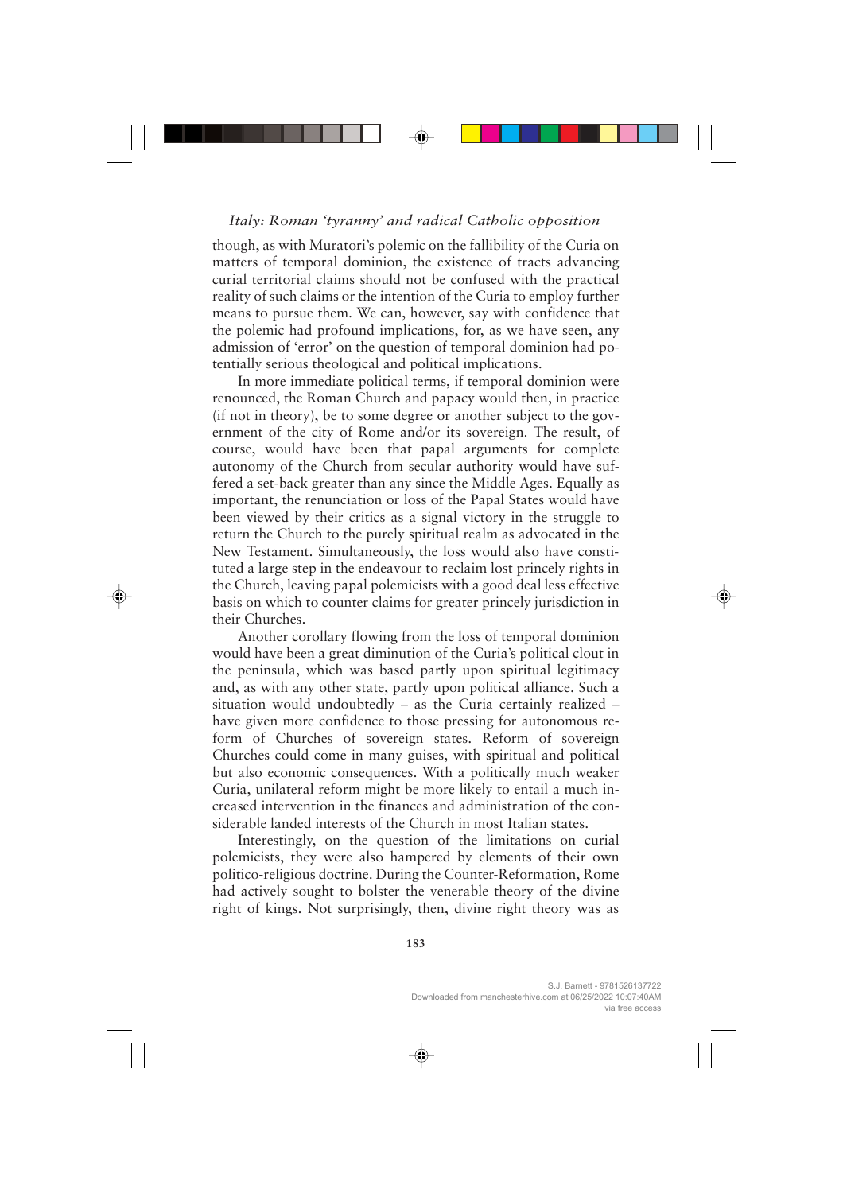though, as with Muratori's polemic on the fallibility of the Curia on matters of temporal dominion, the existence of tracts advancing curial territorial claims should not be confused with the practical reality of such claims or the intention of the Curia to employ further means to pursue them. We can, however, say with confidence that the polemic had profound implications, for, as we have seen, any admission of 'error' on the question of temporal dominion had potentially serious theological and political implications.

In more immediate political terms, if temporal dominion were renounced, the Roman Church and papacy would then, in practice (if not in theory), be to some degree or another subject to the government of the city of Rome and/or its sovereign. The result, of course, would have been that papal arguments for complete autonomy of the Church from secular authority would have suffered a set-back greater than any since the Middle Ages. Equally as important, the renunciation or loss of the Papal States would have been viewed by their critics as a signal victory in the struggle to return the Church to the purely spiritual realm as advocated in the New Testament. Simultaneously, the loss would also have constituted a large step in the endeavour to reclaim lost princely rights in the Church, leaving papal polemicists with a good deal less effective basis on which to counter claims for greater princely jurisdiction in their Churches.

Another corollary flowing from the loss of temporal dominion would have been a great diminution of the Curia's political clout in the peninsula, which was based partly upon spiritual legitimacy and, as with any other state, partly upon political alliance. Such a situation would undoubtedly – as the Curia certainly realized – have given more confidence to those pressing for autonomous reform of Churches of sovereign states. Reform of sovereign Churches could come in many guises, with spiritual and political but also economic consequences. With a politically much weaker Curia, unilateral reform might be more likely to entail a much increased intervention in the finances and administration of the considerable landed interests of the Church in most Italian states.

Interestingly, on the question of the limitations on curial polemicists, they were also hampered by elements of their own politico-religious doctrine. During the Counter-Reformation, Rome had actively sought to bolster the venerable theory of the divine right of kings. Not surprisingly, then, divine right theory was as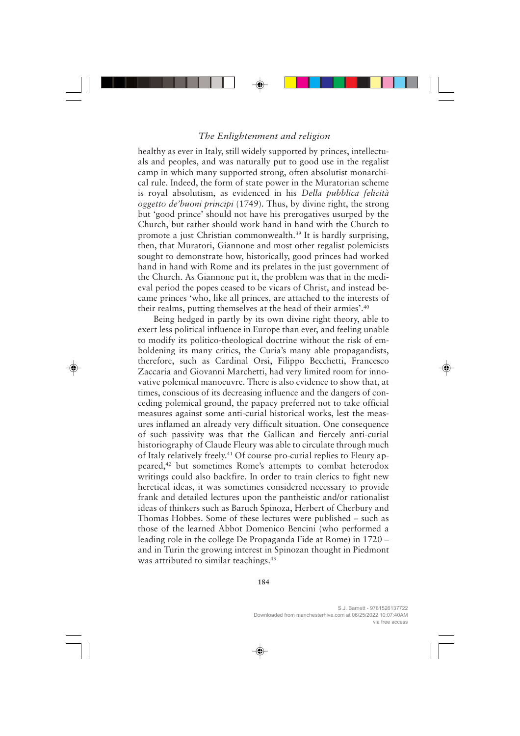healthy as ever in Italy, still widely supported by princes, intellectuals and peoples, and was naturally put to good use in the regalist camp in which many supported strong, often absolutist monarchical rule. Indeed, the form of state power in the Muratorian scheme is royal absolutism, as evidenced in his *Della pubblica felicità oggetto de'buoni principi* (1749). Thus, by divine right, the strong but 'good prince' should not have his prerogatives usurped by the Church, but rather should work hand in hand with the Church to promote a just Christian commonwealth.[39] It is hardly surprising, then, that Muratori, Giannone and most other regalist polemicists sought to demonstrate how, historically, good princes had worked hand in hand with Rome and its prelates in the just government of the Church. As Giannone put it, the problem was that in the medieval period the popes ceased to be vicars of Christ, and instead became princes 'who, like all princes, are attached to the interests of their realms, putting themselves at the head of their armies'.[40]

Being hedged in partly by its own divine right theory, able to exert less political influence in Europe than ever, and feeling unable to modify its politico-theological doctrine without the risk of emboldening its many critics, the Curia's many able propagandists, therefore, such as Cardinal Orsi, Filippo Becchetti, Francesco Zaccaria and Giovanni Marchetti, had very limited room for innovative polemical manoeuvre. There is also evidence to show that, at times, conscious of its decreasing influence and the dangers of conceding polemical ground, the papacy preferred not to take official measures against some anti-curial historical works, lest the measures inflamed an already very difficult situation. One consequence of such passivity was that the Gallican and fiercely anti-curial historiography of Claude Fleury was able to circulate through much of Italy relatively freely.[41] Of course pro-curial replies to Fleury appeared,[42] but sometimes Rome's attempts to combat heterodox writings could also backfire. In order to train clerics to fight new heretical ideas, it was sometimes considered necessary to provide frank and detailed lectures upon the pantheistic and/or rationalist ideas of thinkers such as Baruch Spinoza, Herbert of Cherbury and Thomas Hobbes. Some of these lectures were published – such as those of the learned Abbot Domenico Bencini (who performed a leading role in the college De Propaganda Fide at Rome) in 1720 – and in Turin the growing interest in Spinozan thought in Piedmont was attributed to similar teachings.[43]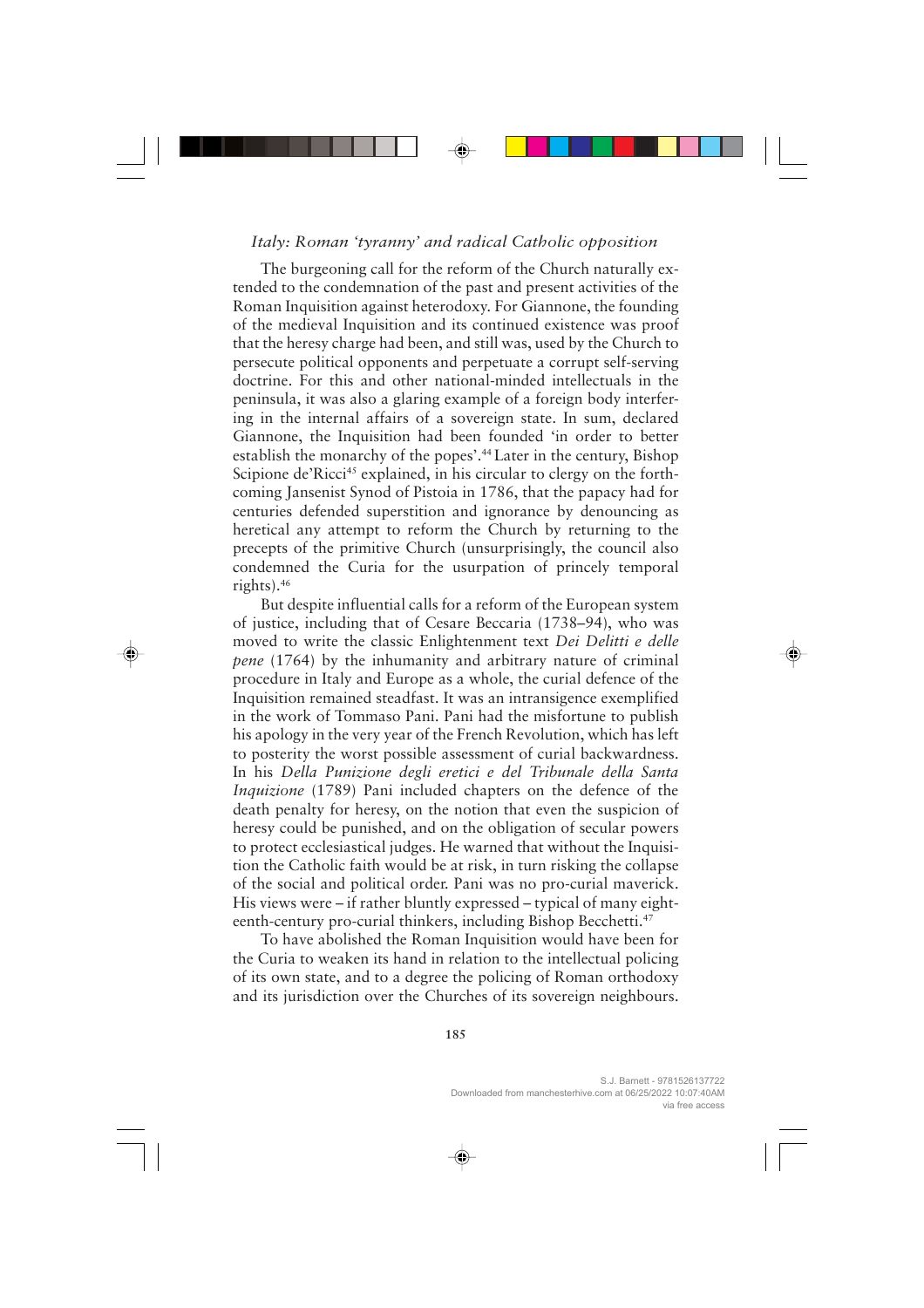*Italy: Roman 'tyranny' and radical Catholic opposition*

The burgeoning call for the reform of the Church naturally extended to the condemnation of the past and present activities of the Roman Inquisition against heterodoxy. For Giannone, the founding of the medieval Inquisition and its continued existence was proof that the heresy charge had been, and still was, used by the Church to persecute political opponents and perpetuate a corrupt self-serving doctrine. For this and other national-minded intellectuals in the peninsula, it was also a glaring example of a foreign body interfering in the internal affairs of a sovereign state. In sum, declared Giannone, the Inquisition had been founded 'in order to better establish the monarchy of the popes'.[44] Later in the century, Bishop Scipione de'Ricci[45] explained, in his circular to clergy on the forthcoming Jansenist Synod of Pistoia in 1786, that the papacy had for centuries defended superstition and ignorance by denouncing as heretical any attempt to reform the Church by returning to the precepts of the primitive Church (unsurprisingly, the council also condemned the Curia for the usurpation of princely temporal rights).[46]

But despite influential calls for a reform of the European system of justice, including that of Cesare Beccaria (1738–94), who was moved to write the classic Enlightenment text *Dei Delitti e delle pene* (1764) by the inhumanity and arbitrary nature of criminal procedure in Italy and Europe as a whole, the curial defence of the Inquisition remained steadfast. It was an intransigence exemplified in the work of Tommaso Pani. Pani had the misfortune to publish his apology in the very year of the French Revolution, which has left to posterity the worst possible assessment of curial backwardness. In his *Della Punizione degli eretici e del Tribunale della Santa Inquizione* (1789) Pani included chapters on the defence of the death penalty for heresy, on the notion that even the suspicion of heresy could be punished, and on the obligation of secular powers to protect ecclesiastical judges. He warned that without the Inquisition the Catholic faith would be at risk, in turn risking the collapse of the social and political order. Pani was no pro-curial maverick. His views were – if rather bluntly expressed – typical of many eighteenth-century pro-curial thinkers, including Bishop Becchetti.[47]

To have abolished the Roman Inquisition would have been for the Curia to weaken its hand in relation to the intellectual policing of its own state, and to a degree the policing of Roman orthodoxy and its jurisdiction over the Churches of its sovereign neighbours.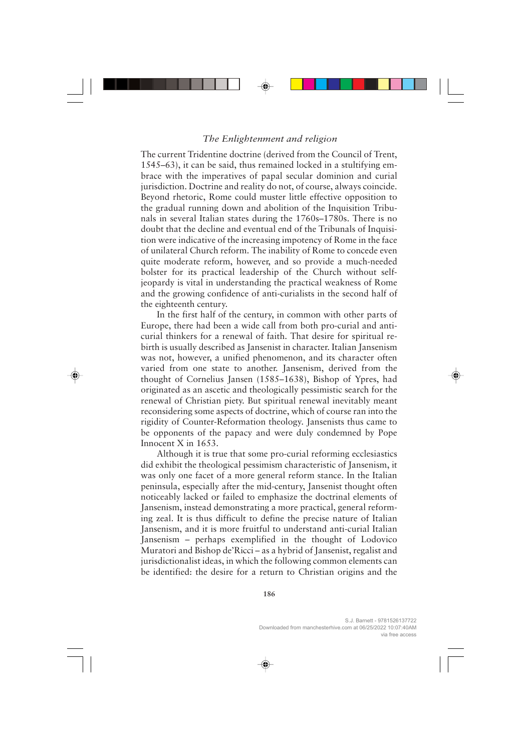The current Tridentine doctrine (derived from the Council of Trent, 1545–63), it can be said, thus remained locked in a stultifying embrace with the imperatives of papal secular dominion and curial jurisdiction. Doctrine and reality do not, of course, always coincide. Beyond rhetoric, Rome could muster little effective opposition to the gradual running down and abolition of the Inquisition Tribunals in several Italian states during the 1760s–1780s. There is no doubt that the decline and eventual end of the Tribunals of Inquisition were indicative of the increasing impotency of Rome in the face of unilateral Church reform. The inability of Rome to concede even quite moderate reform, however, and so provide a much-needed bolster for its practical leadership of the Church without self-jeopardy is vital in understanding the practical weakness of Rome and the growing confidence of anti-curialists in the second half of the eighteenth century.

In the first half of the century, in common with other parts of Europe, there had been a wide call from both pro-curial and anti-curial thinkers for a renewal of faith. That desire for spiritual rebirth is usually described as Jansenist in character. Italian Jansenism was not, however, a unified phenomenon, and its character often varied from one state to another. Jansenism, derived from the thought of Cornelius Jansen (1585–1638), Bishop of Ypres, had originated as an ascetic and theologically pessimistic search for the renewal of Christian piety. But spiritual renewal inevitably meant reconsidering some aspects of doctrine, which of course ran into the rigidity of Counter-Reformation theology. Jansenists thus came to be opponents of the papacy and were duly condemned by Pope Innocent X in 1653.

Although it is true that some pro-curial reforming ecclesiastics did exhibit the theological pessimism characteristic of Jansenism, it was only one facet of a more general reform stance. In the Italian peninsula, especially after the mid-century, Jansenist thought often noticeably lacked or failed to emphasize the doctrinal elements of Jansenism, instead demonstrating a more practical, general reforming zeal. It is thus difficult to define the precise nature of Italian Jansenism, and it is more fruitful to understand anti-curial Italian Jansenism – perhaps exemplified in the thought of Lodovico Muratori and Bishop de'Ricci – as a hybrid of Jansenist, regalist and jurisdictionalist ideas, in which the following common elements can be identified: the desire for a return to Christian origins and the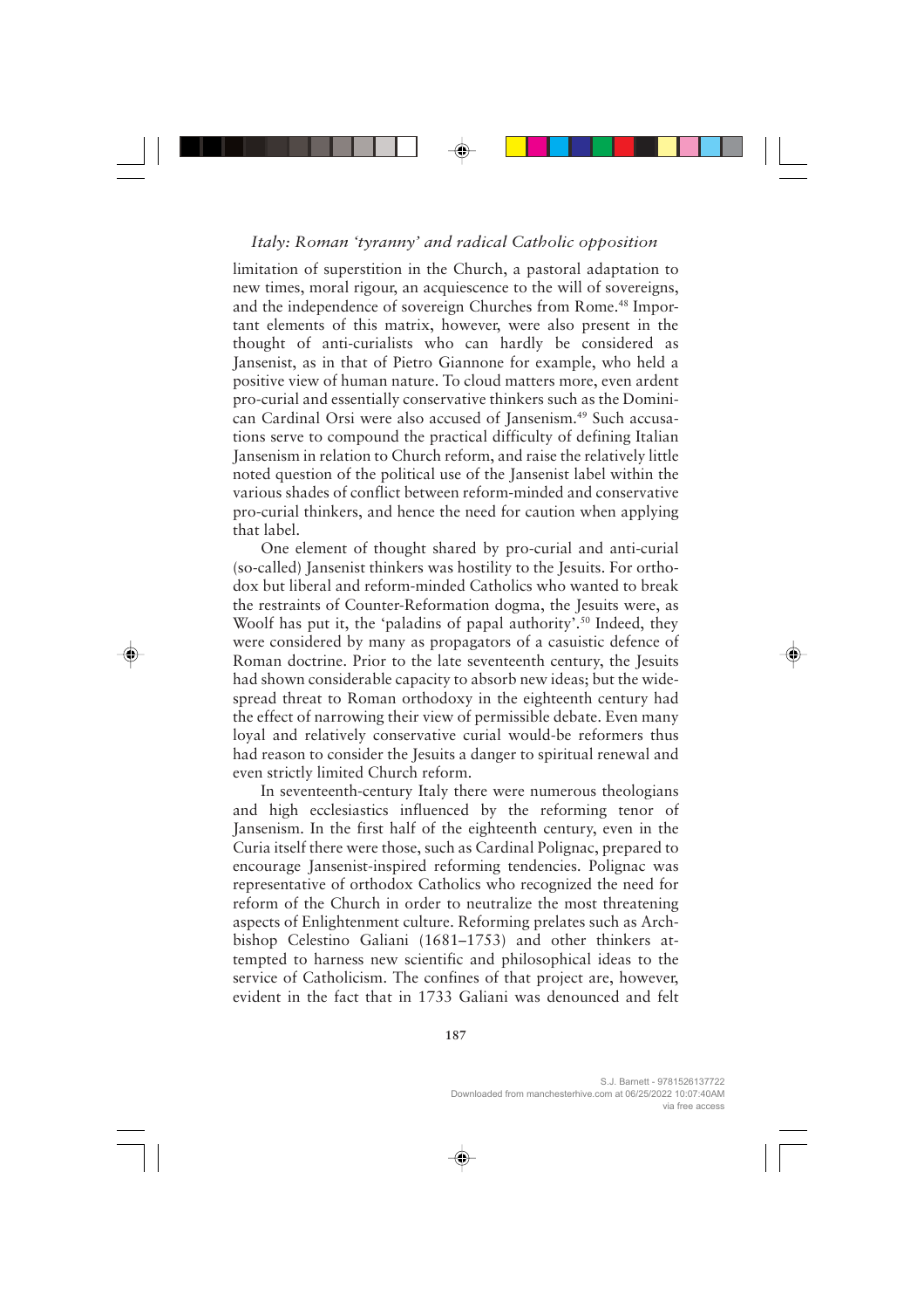limitation of superstition in the Church, a pastoral adaptation to new times, moral rigour, an acquiescence to the will of sovereigns, and the independence of sovereign Churches from Rome.[48] Important elements of this matrix, however, were also present in the thought of anti-curialists who can hardly be considered as Jansenist, as in that of Pietro Giannone for example, who held a positive view of human nature. To cloud matters more, even ardent pro-curial and essentially conservative thinkers such as the Dominican Cardinal Orsi were also accused of Jansenism.[49] Such accusations serve to compound the practical difficulty of defining Italian Jansenism in relation to Church reform, and raise the relatively little noted question of the political use of the Jansenist label within the various shades of conflict between reform-minded and conservative pro-curial thinkers, and hence the need for caution when applying that label.

One element of thought shared by pro-curial and anti-curial (so-called) Jansenist thinkers was hostility to the Jesuits. For orthodox but liberal and reform-minded Catholics who wanted to break the restraints of Counter-Reformation dogma, the Jesuits were, as Woolf has put it, the 'paladins of papal authority'.[50] Indeed, they were considered by many as propagators of a casuistic defence of Roman doctrine. Prior to the late seventeenth century, the Jesuits had shown considerable capacity to absorb new ideas; but the widespread threat to Roman orthodoxy in the eighteenth century had the effect of narrowing their view of permissible debate. Even many loyal and relatively conservative curial would-be reformers thus had reason to consider the Jesuits a danger to spiritual renewal and even strictly limited Church reform.

In seventeenth-century Italy there were numerous theologians and high ecclesiastics influenced by the reforming tenor of Jansenism. In the first half of the eighteenth century, even in the Curia itself there were those, such as Cardinal Polignac, prepared to encourage Jansenist-inspired reforming tendencies. Polignac was representative of orthodox Catholics who recognized the need for reform of the Church in order to neutralize the most threatening aspects of Enlightenment culture. Reforming prelates such as Archbishop Celestino Galiani (1681–1753) and other thinkers attempted to harness new scientific and philosophical ideas to the service of Catholicism. The confines of that project are, however, evident in the fact that in 1733 Galiani was denounced and felt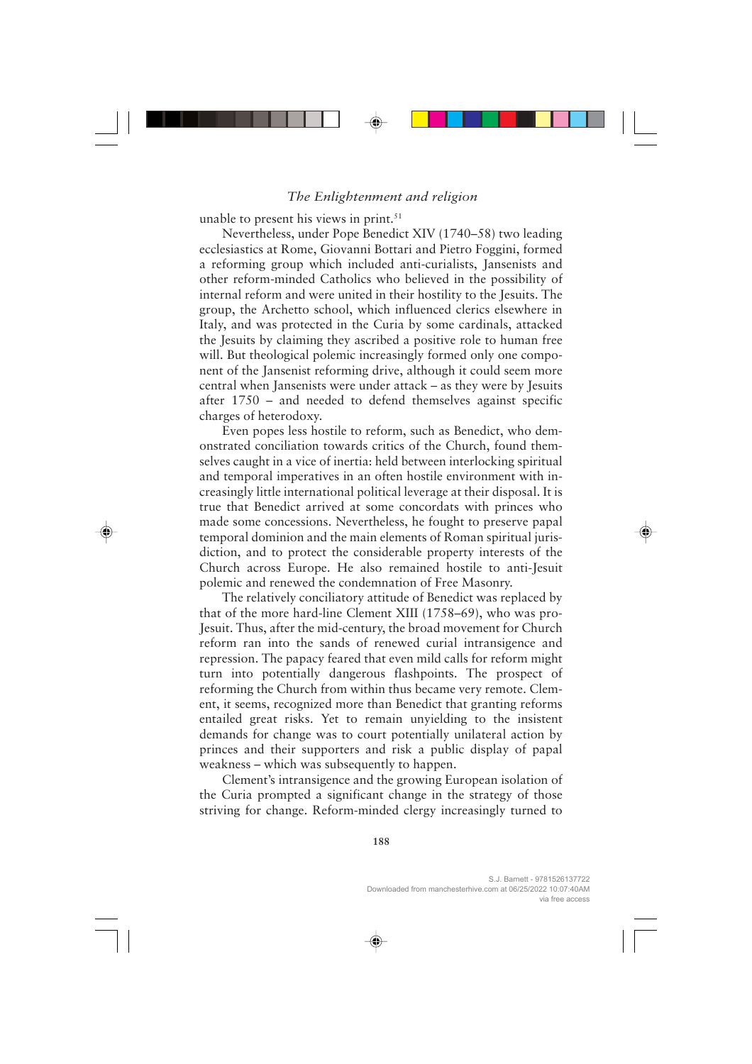unable to present his views in print.[51]

Nevertheless, under Pope Benedict XIV (1740–58) two leading ecclesiastics at Rome, Giovanni Bottari and Pietro Foggini, formed a reforming group which included anti-curialists, Jansenists and other reform-minded Catholics who believed in the possibility of internal reform and were united in their hostility to the Jesuits. The group, the Archetto school, which influenced clerics elsewhere in Italy, and was protected in the Curia by some cardinals, attacked the Jesuits by claiming they ascribed a positive role to human free will. But theological polemic increasingly formed only one component of the Jansenist reforming drive, although it could seem more central when Jansenists were under attack – as they were by Jesuits after 1750 – and needed to defend themselves against specific charges of heterodoxy.

Even popes less hostile to reform, such as Benedict, who demonstrated conciliation towards critics of the Church, found themselves caught in a vice of inertia: held between interlocking spiritual and temporal imperatives in an often hostile environment with increasingly little international political leverage at their disposal. It is true that Benedict arrived at some concordats with princes who made some concessions. Nevertheless, he fought to preserve papal temporal dominion and the main elements of Roman spiritual jurisdiction, and to protect the considerable property interests of the Church across Europe. He also remained hostile to anti-Jesuit polemic and renewed the condemnation of Free Masonry.

The relatively conciliatory attitude of Benedict was replaced by that of the more hard-line Clement XIII (1758–69), who was pro-Jesuit. Thus, after the mid-century, the broad movement for Church reform ran into the sands of renewed curial intransigence and repression. The papacy feared that even mild calls for reform might turn into potentially dangerous flashpoints. The prospect of reforming the Church from within thus became very remote. Clement, it seems, recognized more than Benedict that granting reforms entailed great risks. Yet to remain unyielding to the insistent demands for change was to court potentially unilateral action by princes and their supporters and risk a public display of papal weakness – which was subsequently to happen.

Clement's intransigence and the growing European isolation of the Curia prompted a significant change in the strategy of those striving for change. Reform-minded clergy increasingly turned to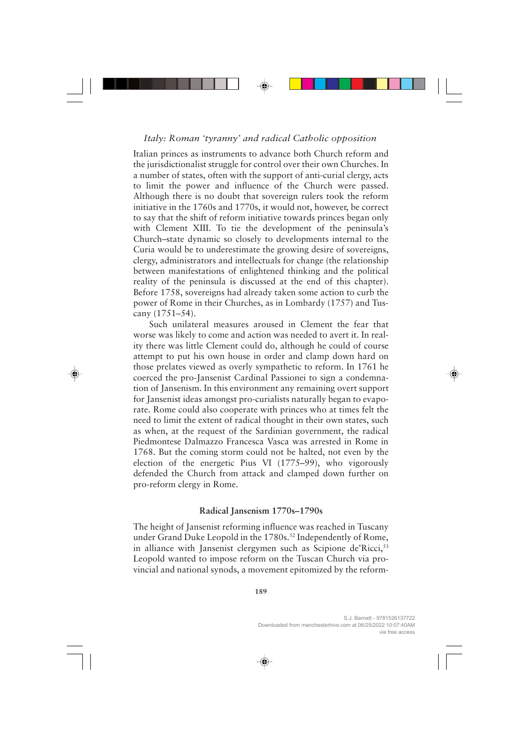Italian princes as instruments to advance both Church reform and the jurisdictionalist struggle for control over their own Churches. In a number of states, often with the support of anti-curial clergy, acts to limit the power and influence of the Church were passed. Although there is no doubt that sovereign rulers took the reform initiative in the 1760s and 1770s, it would not, however, be correct to say that the shift of reform initiative towards princes began only with Clement XIII. To tie the development of the peninsula's Church–state dynamic so closely to developments internal to the Curia would be to underestimate the growing desire of sovereigns, clergy, administrators and intellectuals for change (the relationship between manifestations of enlightened thinking and the political reality of the peninsula is discussed at the end of this chapter). Before 1758, sovereigns had already taken some action to curb the power of Rome in their Churches, as in Lombardy (1757) and Tuscany (1751–54).

Such unilateral measures aroused in Clement the fear that worse was likely to come and action was needed to avert it. In reality there was little Clement could do, although he could of course attempt to put his own house in order and clamp down hard on those prelates viewed as overly sympathetic to reform. In 1761 he coerced the pro-Jansenist Cardinal Passionei to sign a condemnation of Jansenism. In this environment any remaining overt support for Jansenist ideas amongst pro-curialists naturally began to evaporate. Rome could also cooperate with princes who at times felt the need to limit the extent of radical thought in their own states, such as when, at the request of the Sardinian government, the radical Piedmontese Dalmazzo Francesca Vasca was arrested in Rome in 1768. But the coming storm could not be halted, not even by the election of the energetic Pius VI (1775–99), who vigorously defended the Church from attack and clamped down further on pro-reform clergy in Rome.

### Radical Jansenism 1770s–1790s

The height of Jansenist reforming influence was reached in Tuscany under Grand Duke Leopold in the 1780s.[52] Independently of Rome, in alliance with Jansenist clergymen such as Scipione de'Ricci,[53] Leopold wanted to impose reform on the Tuscan Church via provincial and national synods, a movement epitomized by the reform-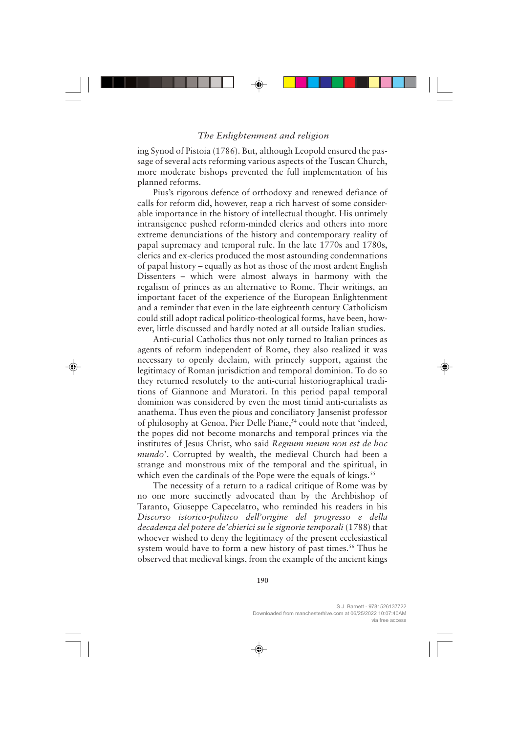ing Synod of Pistoia (1786). But, although Leopold ensured the passage of several acts reforming various aspects of the Tuscan Church, more moderate bishops prevented the full implementation of his planned reforms.

Pius's rigorous defence of orthodoxy and renewed defiance of calls for reform did, however, reap a rich harvest of some considerable importance in the history of intellectual thought. His untimely intransigence pushed reform-minded clerics and others into more extreme denunciations of the history and contemporary reality of papal supremacy and temporal rule. In the late 1770s and 1780s, clerics and ex-clerics produced the most astounding condemnations of papal history – equally as hot as those of the most ardent English Dissenters – which were almost always in harmony with the regalism of princes as an alternative to Rome. Their writings, an important facet of the experience of the European Enlightenment and a reminder that even in the late eighteenth century Catholicism could still adopt radical politico-theological forms, have been, however, little discussed and hardly noted at all outside Italian studies.

Anti-curial Catholics thus not only turned to Italian princes as agents of reform independent of Rome, they also realized it was necessary to openly declaim, with princely support, against the legitimacy of Roman jurisdiction and temporal dominion. To do so they returned resolutely to the anti-curial historiographical traditions of Giannone and Muratori. In this period papal temporal dominion was considered by even the most timid anti-curialists as anathema. Thus even the pious and conciliatory Jansenist professor of philosophy at Genoa, Pier Delle Piane,[54] could note that 'indeed, the popes did not become monarchs and temporal princes via the institutes of Jesus Christ, who said *Regnum meum non est de hoc mundo*'. Corrupted by wealth, the medieval Church had been a strange and monstrous mix of the temporal and the spiritual, in which even the cardinals of the Pope were the equals of kings.[55]

The necessity of a return to a radical critique of Rome was by no one more succinctly advocated than by the Archbishop of Taranto, Giuseppe Capecelatro, who reminded his readers in his *Discorso istorico-politico dell'origine del progresso e della decadenza del potere de'chierici su le signorie temporali* (1788) that whoever wished to deny the legitimacy of the present ecclesiastical system would have to form a new history of past times.[56] Thus he observed that medieval kings, from the example of the ancient kings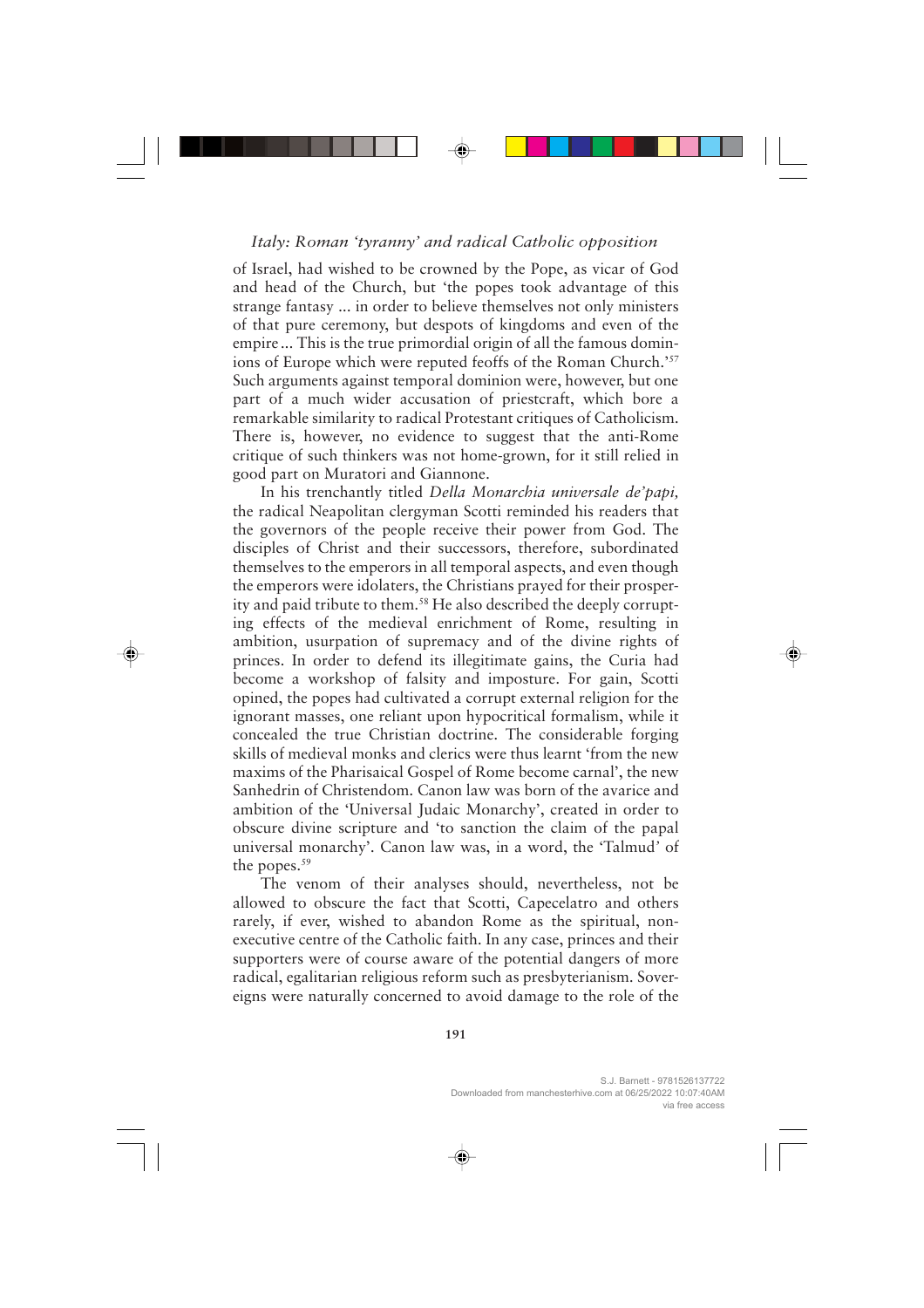of Israel, had wished to be crowned by the Pope, as vicar of God and head of the Church, but 'the popes took advantage of this strange fantasy ... in order to believe themselves not only ministers of that pure ceremony, but despots of kingdoms and even of the empire ... This is the true primordial origin of all the famous dominions of Europe which were reputed feoffs of the Roman Church.'[57] Such arguments against temporal dominion were, however, but one part of a much wider accusation of priestcraft, which bore a remarkable similarity to radical Protestant critiques of Catholicism. There is, however, no evidence to suggest that the anti-Rome critique of such thinkers was not home-grown, for it still relied in good part on Muratori and Giannone.

In his trenchantly titled *Della Monarchia universale de'papi,* the radical Neapolitan clergyman Scotti reminded his readers that the governors of the people receive their power from God. The disciples of Christ and their successors, therefore, subordinated themselves to the emperors in all temporal aspects, and even though the emperors were idolaters, the Christians prayed for their prosperity and paid tribute to them.[58] He also described the deeply corrupting effects of the medieval enrichment of Rome, resulting in ambition, usurpation of supremacy and of the divine rights of princes. In order to defend its illegitimate gains, the Curia had become a workshop of falsity and imposture. For gain, Scotti opined, the popes had cultivated a corrupt external religion for the ignorant masses, one reliant upon hypocritical formalism, while it concealed the true Christian doctrine. The considerable forging skills of medieval monks and clerics were thus learnt 'from the new maxims of the Pharisaical Gospel of Rome become carnal', the new Sanhedrin of Christendom. Canon law was born of the avarice and ambition of the 'Universal Judaic Monarchy', created in order to obscure divine scripture and 'to sanction the claim of the papal universal monarchy'. Canon law was, in a word, the 'Talmud' of the popes.[59]

The venom of their analyses should, nevertheless, not be allowed to obscure the fact that Scotti, Capecelatro and others rarely, if ever, wished to abandon Rome as the spiritual, non-executive centre of the Catholic faith. In any case, princes and their supporters were of course aware of the potential dangers of more radical, egalitarian religious reform such as presbyterianism. Sovereigns were naturally concerned to avoid damage to the role of the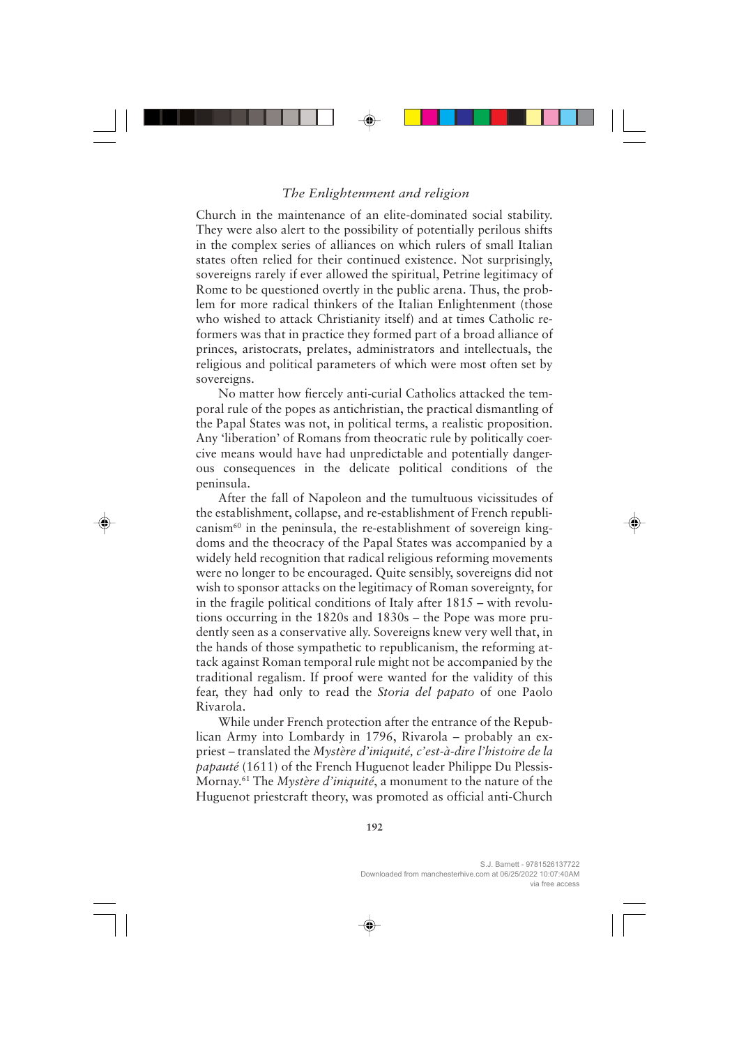Church in the maintenance of an elite-dominated social stability. They were also alert to the possibility of potentially perilous shifts in the complex series of alliances on which rulers of small Italian states often relied for their continued existence. Not surprisingly, sovereigns rarely if ever allowed the spiritual, Petrine legitimacy of Rome to be questioned overtly in the public arena. Thus, the problem for more radical thinkers of the Italian Enlightenment (those who wished to attack Christianity itself) and at times Catholic reformers was that in practice they formed part of a broad alliance of princes, aristocrats, prelates, administrators and intellectuals, the religious and political parameters of which were most often set by sovereigns.

No matter how fiercely anti-curial Catholics attacked the temporal rule of the popes as antichristian, the practical dismantling of the Papal States was not, in political terms, a realistic proposition. Any 'liberation' of Romans from theocratic rule by politically coercive means would have had unpredictable and potentially dangerous consequences in the delicate political conditions of the peninsula.

After the fall of Napoleon and the tumultuous vicissitudes of the establishment, collapse, and re-establishment of French republicanism[60] in the peninsula, the re-establishment of sovereign kingdoms and the theocracy of the Papal States was accompanied by a widely held recognition that radical religious reforming movements were no longer to be encouraged. Quite sensibly, sovereigns did not wish to sponsor attacks on the legitimacy of Roman sovereignty, for in the fragile political conditions of Italy after 1815 – with revolutions occurring in the 1820s and 1830s – the Pope was more prudently seen as a conservative ally. Sovereigns knew very well that, in the hands of those sympathetic to republicanism, the reforming attack against Roman temporal rule might not be accompanied by the traditional regalism. If proof were wanted for the validity of this fear, they had only to read the *Storia del papato* of one Paolo Rivarola.

While under French protection after the entrance of the Republican Army into Lombardy in 1796, Rivarola – probably an ex-priest – translated the *Mystère d'iniquité, c'est-à-dire l'histoire de la papauté* (1611) of the French Huguenot leader Philippe Du Plessis-Mornay.[61] The *Mystère d'iniquité*, a monument to the nature of the Huguenot priestcraft theory, was promoted as official anti-Church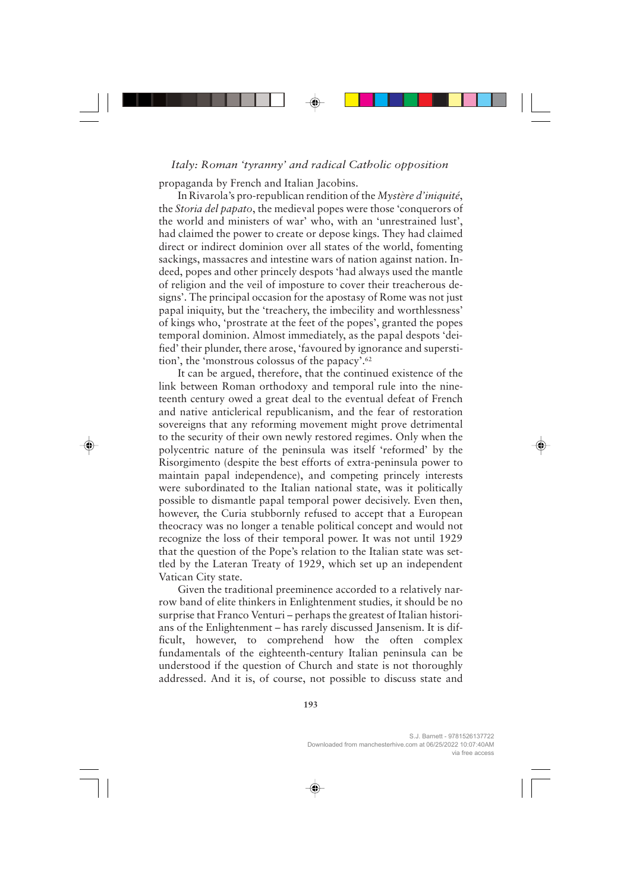propaganda by French and Italian Jacobins.

In Rivarola's pro-republican rendition of the *Mystère d'iniquité*, the *Storia del papato*, the medieval popes were those 'conquerors of the world and ministers of war' who, with an 'unrestrained lust', had claimed the power to create or depose kings. They had claimed direct or indirect dominion over all states of the world, fomenting sackings, massacres and intestine wars of nation against nation. Indeed, popes and other princely despots 'had always used the mantle of religion and the veil of imposture to cover their treacherous designs'. The principal occasion for the apostasy of Rome was not just papal iniquity, but the 'treachery, the imbecility and worthlessness' of kings who, 'prostrate at the feet of the popes', granted the popes temporal dominion. Almost immediately, as the papal despots 'deified' their plunder, there arose, 'favoured by ignorance and superstition', the 'monstrous colossus of the papacy'.[62]

It can be argued, therefore, that the continued existence of the link between Roman orthodoxy and temporal rule into the nineteenth century owed a great deal to the eventual defeat of French and native anticlerical republicanism, and the fear of restoration sovereigns that any reforming movement might prove detrimental to the security of their own newly restored regimes. Only when the polycentric nature of the peninsula was itself 'reformed' by the Risorgimento (despite the best efforts of extra-peninsula power to maintain papal independence), and competing princely interests were subordinated to the Italian national state, was it politically possible to dismantle papal temporal power decisively. Even then, however, the Curia stubbornly refused to accept that a European theocracy was no longer a tenable political concept and would not recognize the loss of their temporal power. It was not until 1929 that the question of the Pope's relation to the Italian state was settled by the Lateran Treaty of 1929, which set up an independent Vatican City state.

Given the traditional preeminence accorded to a relatively narrow band of elite thinkers in Enlightenment studies, it should be no surprise that Franco Venturi – perhaps the greatest of Italian historians of the Enlightenment – has rarely discussed Jansenism. It is difficult, however, to comprehend how the often complex fundamentals of the eighteenth-century Italian peninsula can be understood if the question of Church and state is not thoroughly addressed. And it is, of course, not possible to discuss state and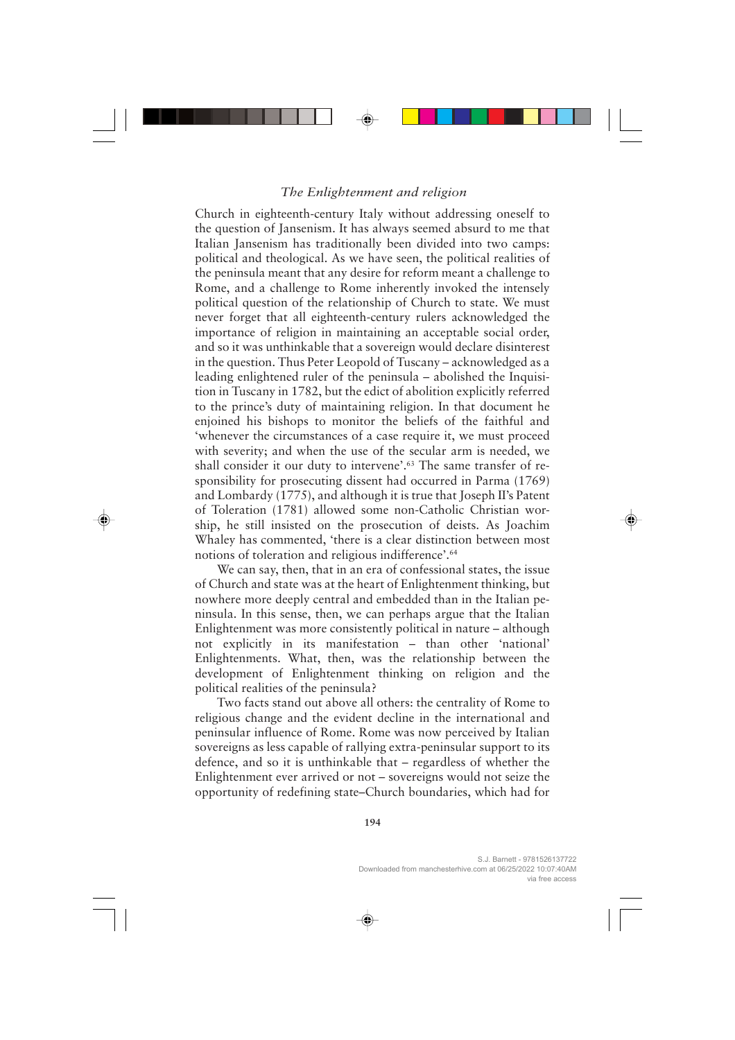Church in eighteenth-century Italy without addressing oneself to the question of Jansenism. It has always seemed absurd to me that Italian Jansenism has traditionally been divided into two camps: political and theological. As we have seen, the political realities of the peninsula meant that any desire for reform meant a challenge to Rome, and a challenge to Rome inherently invoked the intensely political question of the relationship of Church to state. We must never forget that all eighteenth-century rulers acknowledged the importance of religion in maintaining an acceptable social order, and so it was unthinkable that a sovereign would declare disinterest in the question. Thus Peter Leopold of Tuscany – acknowledged as a leading enlightened ruler of the peninsula – abolished the Inquisition in Tuscany in 1782, but the edict of abolition explicitly referred to the prince's duty of maintaining religion. In that document he enjoined his bishops to monitor the beliefs of the faithful and 'whenever the circumstances of a case require it, we must proceed with severity; and when the use of the secular arm is needed, we shall consider it our duty to intervene'.[63] The same transfer of responsibility for prosecuting dissent had occurred in Parma (1769) and Lombardy (1775), and although it is true that Joseph II's Patent of Toleration (1781) allowed some non-Catholic Christian worship, he still insisted on the prosecution of deists. As Joachim Whaley has commented, 'there is a clear distinction between most notions of toleration and religious indifference'.[64]

We can say, then, that in an era of confessional states, the issue of Church and state was at the heart of Enlightenment thinking, but nowhere more deeply central and embedded than in the Italian peninsula. In this sense, then, we can perhaps argue that the Italian Enlightenment was more consistently political in nature – although not explicitly in its manifestation – than other 'national' Enlightenments. What, then, was the relationship between the development of Enlightenment thinking on religion and the political realities of the peninsula?

Two facts stand out above all others: the centrality of Rome to religious change and the evident decline in the international and peninsular influence of Rome. Rome was now perceived by Italian sovereigns as less capable of rallying extra-peninsular support to its defence, and so it is unthinkable that – regardless of whether the Enlightenment ever arrived or not – sovereigns would not seize the opportunity of redefining state–Church boundaries, which had for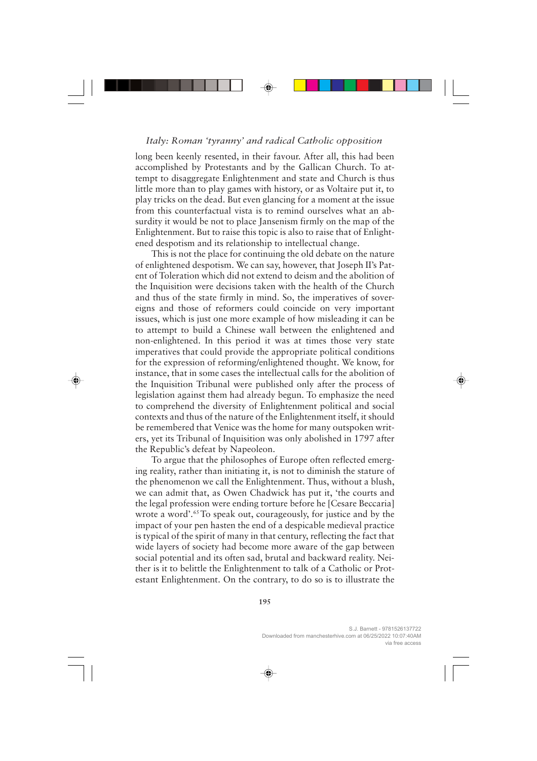long been keenly resented, in their favour. After all, this had been accomplished by Protestants and by the Gallican Church. To attempt to disaggregate Enlightenment and state and Church is thus little more than to play games with history, or as Voltaire put it, to play tricks on the dead. But even glancing for a moment at the issue from this counterfactual vista is to remind ourselves what an absurdity it would be not to place Jansenism firmly on the map of the Enlightenment. But to raise this topic is also to raise that of Enlightened despotism and its relationship to intellectual change.

This is not the place for continuing the old debate on the nature of enlightened despotism. We can say, however, that Joseph II's Patent of Toleration which did not extend to deism and the abolition of the Inquisition were decisions taken with the health of the Church and thus of the state firmly in mind. So, the imperatives of sovereigns and those of reformers could coincide on very important issues, which is just one more example of how misleading it can be to attempt to build a Chinese wall between the enlightened and non-enlightened. In this period it was at times those very state imperatives that could provide the appropriate political conditions for the expression of reforming/enlightened thought. We know, for instance, that in some cases the intellectual calls for the abolition of the Inquisition Tribunal were published only after the process of legislation against them had already begun. To emphasize the need to comprehend the diversity of Enlightenment political and social contexts and thus of the nature of the Enlightenment itself, it should be remembered that Venice was the home for many outspoken writers, yet its Tribunal of Inquisition was only abolished in 1797 after the Republic's defeat by Napeoleon.

To argue that the philosophes of Europe often reflected emerging reality, rather than initiating it, is not to diminish the stature of the phenomenon we call the Enlightenment. Thus, without a blush, we can admit that, as Owen Chadwick has put it, 'the courts and the legal profession were ending torture before he [Cesare Beccaria] wrote a word'.[65] To speak out, courageously, for justice and by the impact of your pen hasten the end of a despicable medieval practice is typical of the spirit of many in that century, reflecting the fact that wide layers of society had become more aware of the gap between social potential and its often sad, brutal and backward reality. Neither is it to belittle the Enlightenment to talk of a Catholic or Protestant Enlightenment. On the contrary, to do so is to illustrate the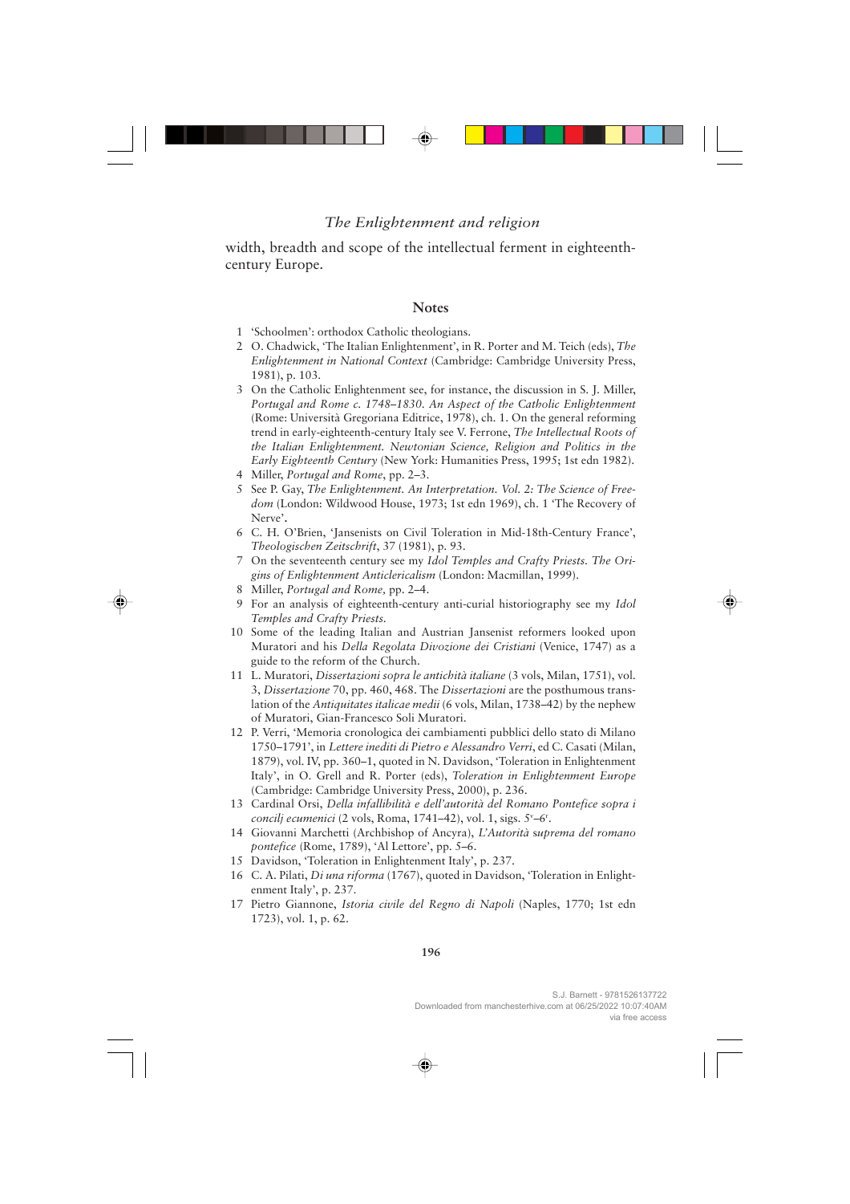width, breadth and scope of the intellectual ferment in eighteenth-century Europe.

## Notes

1 'Schoolmen': orthodox Catholic theologians.

2 O. Chadwick, 'The Italian Enlightenment', in R. Porter and M. Teich (eds), *The Enlightenment in National Context* (Cambridge: Cambridge University Press, 1981), p. 103.

3 On the Catholic Enlightenment see, for instance, the discussion in S. J. Miller, *Portugal and Rome c. 1748–1830. An Aspect of the Catholic Enlightenment* (Rome: Università Gregoriana Editrice, 1978), ch. 1. On the general reforming trend in early-eighteenth-century Italy see V. Ferrone, *The Intellectual Roots of the Italian Enlightenment. Newtonian Science, Religion and Politics in the Early Eighteenth Century* (New York: Humanities Press, 1995; 1st edn 1982).

4 Miller, *Portugal and Rome*, pp. 2–3.

5 See P. Gay, *The Enlightenment. An Interpretation. Vol. 2: The Science of Freedom* (London: Wildwood House, 1973; 1st edn 1969), ch. 1 'The Recovery of Nerve'.

6 C. H. O'Brien, 'Jansenists on Civil Toleration in Mid-18th-Century France', *Theologischen Zeitschrift*, 37 (1981), p. 93.

7 On the seventeenth century see my *Idol Temples and Crafty Priests. The Origins of Enlightenment Anticlericalism* (London: Macmillan, 1999).

8 Miller, *Portugal and Rome,* pp. 2–4.

9 For an analysis of eighteenth-century anti-curial historiography see my *Idol Temples and Crafty Priests.*

10 Some of the leading Italian and Austrian Jansenist reformers looked upon Muratori and his *Della Regolata Divozione dei Cristiani* (Venice, 1747) as a guide to the reform of the Church.

11 L. Muratori, *Dissertazioni sopra le antichità italiane* (3 vols, Milan, 1751), vol. 3, *Dissertazione* 70, pp. 460, 468. The *Dissertazioni* are the posthumous translation of the *Antiquitates italicae medii* (6 vols, Milan, 1738–42) by the nephew of Muratori, Gian-Francesco Soli Muratori.

12 P. Verri, 'Memoria cronologica dei cambiamenti pubblici dello stato di Milano 1750–1791', in *Lettere inediti di Pietro e Alessandro Verri*, ed C. Casati (Milan, 1879), vol. IV, pp. 360–1, quoted in N. Davidson, 'Toleration in Enlightenment Italy', in O. Grell and R. Porter (eds), *Toleration in Enlightenment Europe* (Cambridge: Cambridge University Press, 2000), p. 236.

13 Cardinal Orsi, *Della infallibilità e dell'autorità del Romano Pontefice sopra i concilj ecumenici* (2 vols, Roma, 1741–42), vol. 1, sigs. 5[v]–6[r].

14 Giovanni Marchetti (Archbishop of Ancyra), *L'Autorità suprema del romano pontefice* (Rome, 1789), 'Al Lettore', pp. 5–6.

15 Davidson, 'Toleration in Enlightenment Italy', p. 237.

16 C. A. Pilati, *Di una riforma* (1767), quoted in Davidson, 'Toleration in Enlightenment Italy', p. 237.

17 Pietro Giannone, *Istoria civile del Regno di Napoli* (Naples, 1770; 1st edn 1723), vol. 1, p. 62.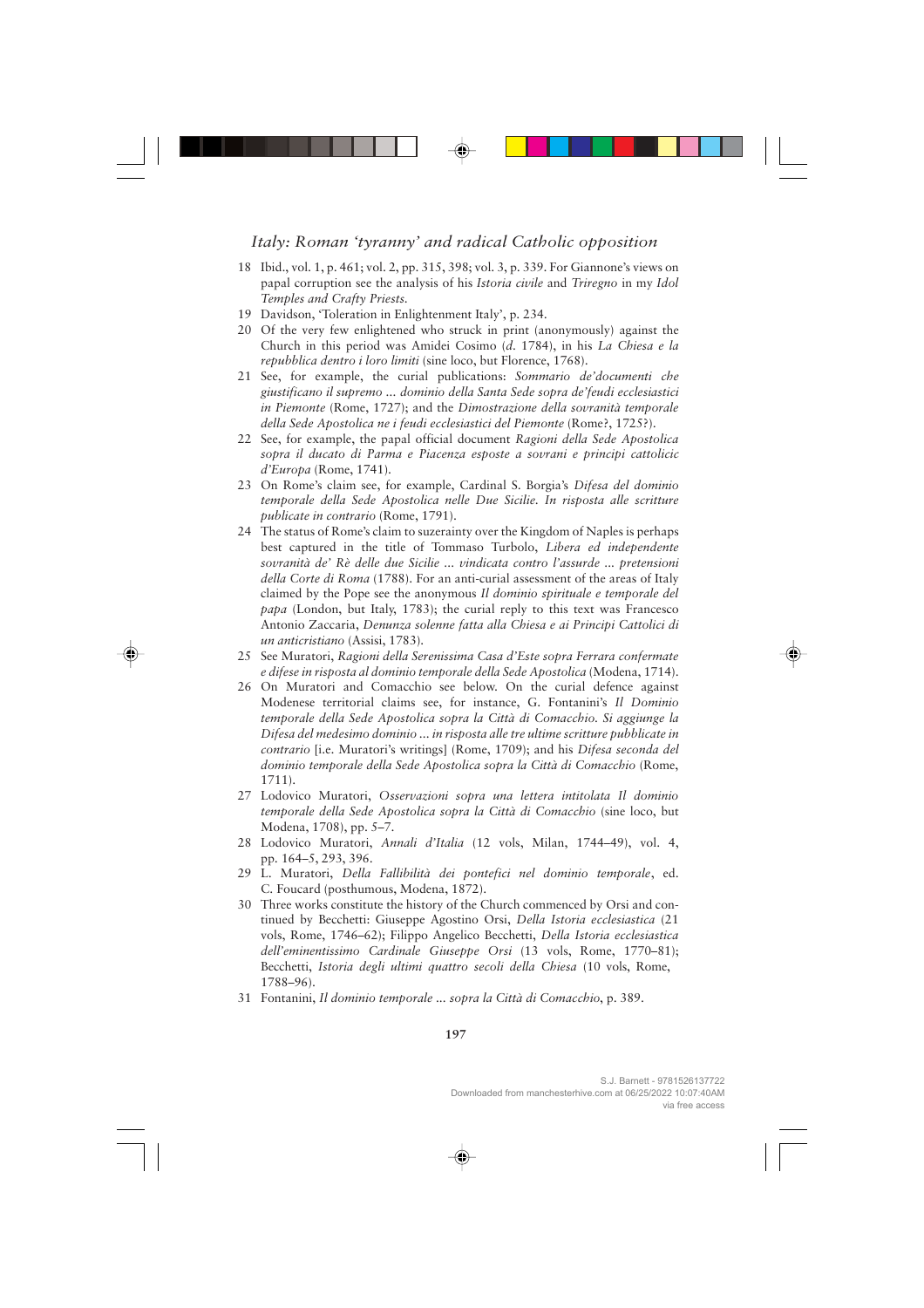18 Ibid., vol. 1, p. 461; vol. 2, pp. 315, 398; vol. 3, p. 339. For Giannone's views on papal corruption see the analysis of his *Istoria civile* and *Triregno* in my *Idol Temples and Crafty Priests*.

19 Davidson, 'Toleration in Enlightenment Italy', p. 234.

20 Of the very few enlightened who struck in print (anonymously) against the Church in this period was Amidei Cosimo (*d*. 1784), in his *La Chiesa e la repubblica dentro i loro limiti* (sine loco, but Florence, 1768).

21 See, for example, the curial publications: *Sommario de'documenti che giustificano il supremo ... dominio della Santa Sede sopra de'feudi ecclesiastici in Piemonte* (Rome, 1727); and the *Dimostrazione della sovranità temporale della Sede Apostolica ne i feudi ecclesiastici del Piemonte* (Rome?, 1725?).

22 See, for example, the papal official document *Ragioni della Sede Apostolica sopra il ducato di Parma e Piacenza esposte a sovrani e principi cattolici d'Europa* (Rome, 1741).

23 On Rome's claim see, for example, Cardinal S. Borgia's *Difesa del dominio temporale della Sede Apostolica nelle Due Sicilie. In risposta alle scritture publicate in contrario* (Rome, 1791).

24 The status of Rome's claim to suzerainty over the Kingdom of Naples is perhaps best captured in the title of Tommaso Turbolo, *Libera ed independente sovranità de' Rè delle due Sicilie ... vindicata contro l'assurde ... pretensioni della Corte di Roma* (1788). For an anti-curial assessment of the areas of Italy claimed by the Pope see the anonymous *Il dominio spirituale e temporale del papa* (London, but Italy, 1783); the curial reply to this text was Francesco Antonio Zaccaria, *Denunza solenne fatta alla Chiesa e ai Principi Cattolici di un anticristiano* (Assisi, 1783).

25 See Muratori, *Ragioni della Serenissima Casa d'Este sopra Ferrara confermate e difese in risposta al dominio temporale della Sede Apostolica* (Modena, 1714).

26 On Muratori and Comacchio see below. On the curial defence against Modenese territorial claims see, for instance, G. Fontanini's *Il Dominio temporale della Sede Apostolica sopra la Città di Comacchio. Si aggiunge la Difesa del medesimo dominio ... in risposta alle tre ultime scritture pubblicate in contrario* [i.e. Muratori's writings] (Rome, 1709); and his *Difesa seconda del dominio temporale della Sede Apostolica sopra la Città di Comacchio* (Rome, 1711).

27 Lodovico Muratori, *Osservazioni sopra una lettera intitolata Il dominio temporale della Sede Apostolica sopra la Città di Comacchio* (sine loco, but Modena, 1708), pp. 5–7.

28 Lodovico Muratori, *Annali d'Italia* (12 vols, Milan, 1744–49), vol. 4, pp. 164–5, 293, 396.

29 L. Muratori, *Della Fallibilità dei pontefici nel dominio temporale*, ed. C. Foucard (posthumous, Modena, 1872).

30 Three works constitute the history of the Church commenced by Orsi and continued by Becchetti: Giuseppe Agostino Orsi, *Della Istoria ecclesiastica* (21 vols, Rome, 1746–62); Filippo Angelico Becchetti, *Della Istoria ecclesiastica dell'eminentissimo Cardinale Giuseppe Orsi* (13 vols, Rome, 1770–81); Becchetti, *Istoria degli ultimi quattro secoli della Chiesa* (10 vols, Rome, 1788–96).

31 Fontanini, *Il dominio temporale ... sopra la Città di Comacchio*, p. 389.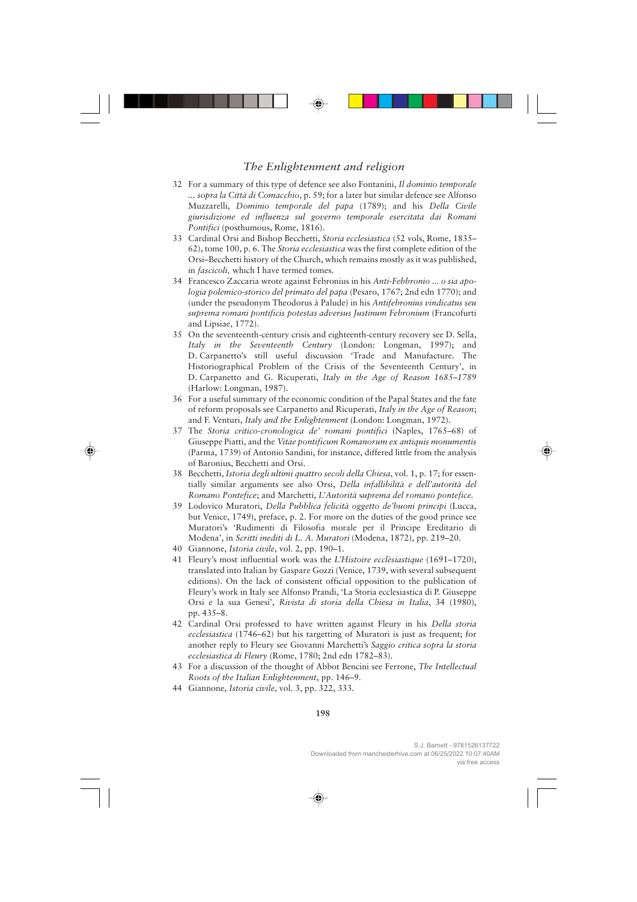32 For a summary of this type of defence see also Fontanini, *Il dominio temporale ... sopra la Città di Comacchio*, p. 59; for a later but similar defence see Alfonso Muzzarelli, *Dominio temporale del papa* (1789); and his *Della Civile giurisdizione ed influenza sul governo temporale esercitata dai Romani Pontifici* (posthumous, Rome, 1816).

33 Cardinal Orsi and Bishop Becchetti, *Storia ecclesiastica* (52 vols, Rome, 1835–62), tome 100, p. 6. The *Storia ecclesiastica* was the first complete edition of the Orsi–Becchetti history of the Church, which remains mostly as it was published, in *fascicoli,* which I have termed tomes.

34 Francesco Zaccaria wrote against Febronius in his *Anti-Febbronio ... o sia apologia polemico-storico del primato del papa* (Pesaro, 1767; 2nd edn 1770); and (under the pseudonym Theodorus à Palude) in his *Antifebronius vindicatus seu suprema romani pontificis potestas adversus Justinum Febronium* (Francofurti and Lipsiae, 1772).

35 On the seventeenth-century crisis and eighteenth-century recovery see D. Sella, *Italy in the Seventeenth Century* (London: Longman, 1997); and D. Carpanetto's still useful discussion 'Trade and Manufacture. The Historiographical Problem of the Crisis of the Seventeenth Century', in D. Carpanetto and G. Ricuperati, *Italy in the Age of Reason 1685–1789* (Harlow: Longman, 1987).

36 For a useful summary of the economic condition of the Papal States and the fate of reform proposals see Carpanetto and Ricuperati, *Italy in the Age of Reason*; and F. Venturi, *Italy and the Enlightenment* (London: Longman, 1972).

37 The *Storia critico-cronologica de' romani pontifici* (Naples, 1765–68) of Giuseppe Piatti, and the *Vitae pontificum Romanorum ex antiquis monumentis* (Parma, 1739) of Antonio Sandini, for instance, differed little from the analysis of Baronius, Becchetti and Orsi.

38 Becchetti, *Istoria degli ultimi quattro secoli della Chiesa*, vol. 1, p. 17; for essentially similar arguments see also Orsi, *Della infallibilità e dell'autorità del Romano Pontefice*; and Marchetti, *L'Autorità suprema del romano pontefice.*

39 Lodovico Muratori, *Della Pubblica felicità oggetto de'buoni principi* (Lucca, but Venice, 1749), preface, p. 2. For more on the duties of the good prince see Muratori's 'Rudimenti di Filosofia morale per il Principe Ereditario di Modena', in *Scritti inediti di L. A. Muratori* (Modena, 1872), pp. 219–20.

40 Giannone, *Istoria civile*, vol. 2, pp. 190–1.

41 Fleury's most influential work was the *L'Histoire ecclèsiastique* (1691–1720), translated into Italian by Gaspare Gozzi (Venice, 1739, with several subsequent editions). On the lack of consistent official opposition to the publication of Fleury's work in Italy see Alfonso Prandi, 'La Storia ecclesiastica di P. Giuseppe Orsi e la sua Genesi', *Rivista di storia della Chiesa in Italia*, 34 (1980), pp. 435–8.

42 Cardinal Orsi professed to have written against Fleury in his *Della storia ecclesiastica* (1746–62) but his targetting of Muratori is just as frequent; for another reply to Fleury see Giovanni Marchetti's *Saggio critica sopra la storia ecclesiastica di Fleury* (Rome, 1780; 2nd edn 1782–83).

43 For a discussion of the thought of Abbot Bencini see Ferrone, *The Intellectual Roots of the Italian Enlightenment*, pp. 146–9.

44 Giannone, *Istoria civile*, vol. 3, pp. 322, 333.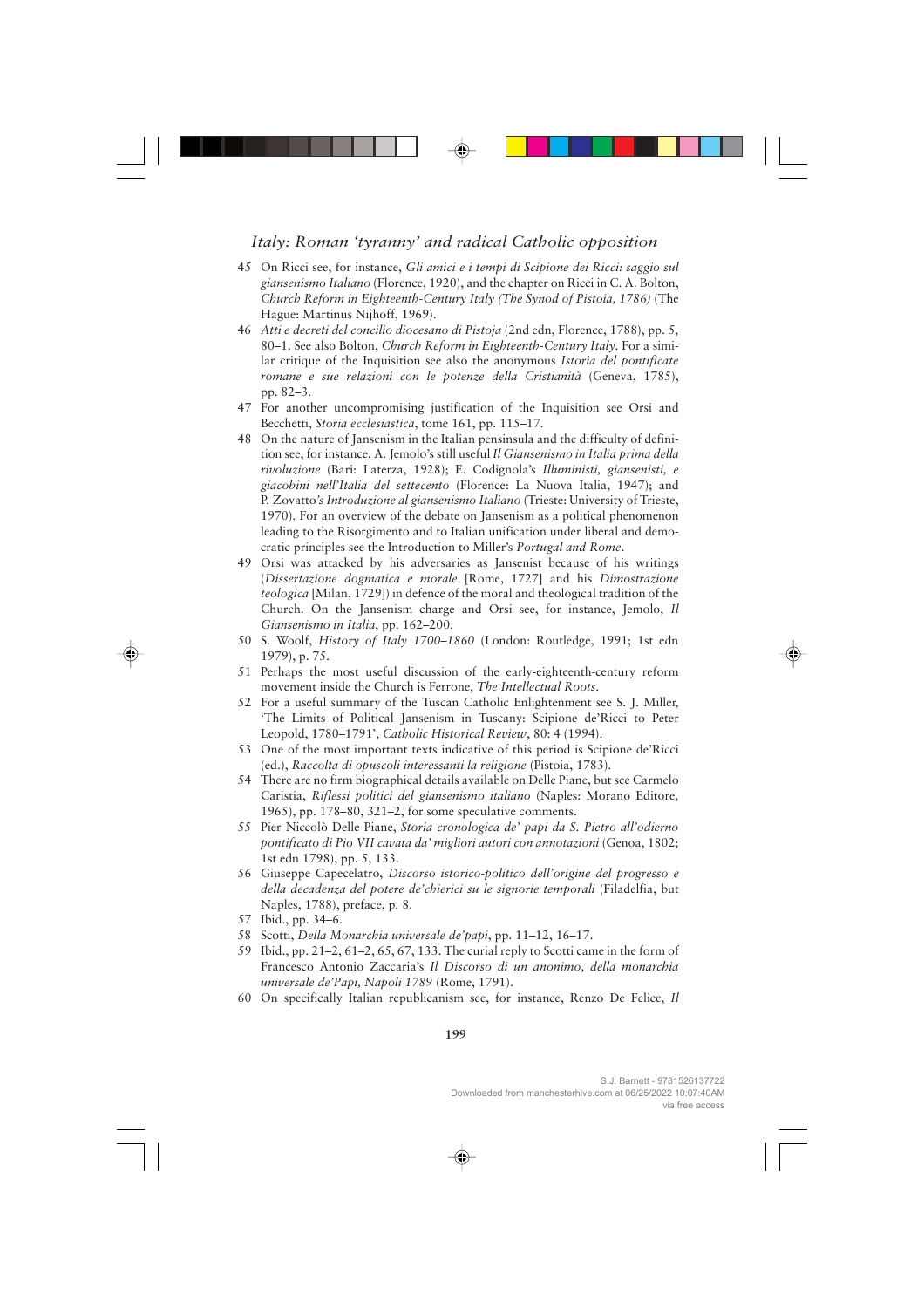45 On Ricci see, for instance, *Gli amici e i tempi di Scipione dei Ricci: saggio sul giansenismo Italiano* (Florence, 1920), and the chapter on Ricci in C. A. Bolton, *Church Reform in Eighteenth-Century Italy (The Synod of Pistoia, 1786)* (The Hague: Martinus Nijhoff, 1969).

46 *Atti e decreti del concilio diocesano di Pistoja* (2nd edn, Florence, 1788), pp. 5, 80–1. See also Bolton, *Church Reform in Eighteenth-Century Italy*. For a similar critique of the Inquisition see also the anonymous *Istoria del pontificate romane e sue relazioni con le potenze della Cristianità* (Geneva, 1785), pp. 82–3.

47 For another uncompromising justification of the Inquisition see Orsi and Becchetti, *Storia ecclesiastica*, tome 161, pp. 115–17.

48 On the nature of Jansenism in the Italian pensinsula and the difficulty of definition see, for instance, A. Jemolo's still useful *Il Giansenismo in Italia prima della rivoluzione* (Bari: Laterza, 1928); E. Codignola's *Illuministi, giansenisti, e giacobini nell'Italia del settecento* (Florence: La Nuova Italia, 1947); and P. Zovatto*'s Introduzione al giansenismo Italiano* (Trieste: University of Trieste, 1970). For an overview of the debate on Jansenism as a political phenomenon leading to the Risorgimento and to Italian unification under liberal and democratic principles see the Introduction to Miller's *Portugal and Rome*.

49 Orsi was attacked by his adversaries as Jansenist because of his writings (*Dissertazione dogmatica e morale* [Rome, 1727] and his *Dimostrazione teologica* [Milan, 1729]) in defence of the moral and theological tradition of the Church. On the Jansenism charge and Orsi see, for instance, Jemolo, *Il Giansenismo in Italia*, pp. 162–200.

50 S. Woolf, *History of Italy 1700–1860* (London: Routledge, 1991; 1st edn 1979), p. 75.

51 Perhaps the most useful discussion of the early-eighteenth-century reform movement inside the Church is Ferrone, *The Intellectual Roots*.

52 For a useful summary of the Tuscan Catholic Enlightenment see S. J. Miller, 'The Limits of Political Jansenism in Tuscany: Scipione de'Ricci to Peter Leopold, 1780–1791', *Catholic Historical Review*, 80: 4 (1994).

53 One of the most important texts indicative of this period is Scipione de'Ricci (ed.), *Raccolta di opuscoli interessanti la religione* (Pistoia, 1783).

54 There are no firm biographical details available on Delle Piane, but see Carmelo Caristia, *Riflessi politici del giansenismo italiano* (Naples: Morano Editore, 1965), pp. 178–80, 321–2, for some speculative comments.

55 Pier Niccolò Delle Piane, *Storia cronologica de' papi da S. Pietro all'odierno pontificato di Pio VII cavata da' migliori autori con annotazioni* (Genoa, 1802; 1st edn 1798), pp. 5, 133.

56 Giuseppe Capecelatro, *Discorso istorico-politico dell'origine del progresso e della decadenza del potere de'chierici su le signorie temporali* (Filadelfia, but Naples, 1788), preface, p. 8.

57 Ibid., pp. 34–6.

58 Scotti, *Della Monarchia universale de'papi*, pp. 11–12, 16–17.

59 Ibid., pp. 21–2, 61–2, 65, 67, 133. The curial reply to Scotti came in the form of Francesco Antonio Zaccaria's *Il Discorso di un anonimo, della monarchia universale de'Papi, Napoli 1789* (Rome, 1791).

60 On specifically Italian republicanism see, for instance, Renzo De Felice, *Il*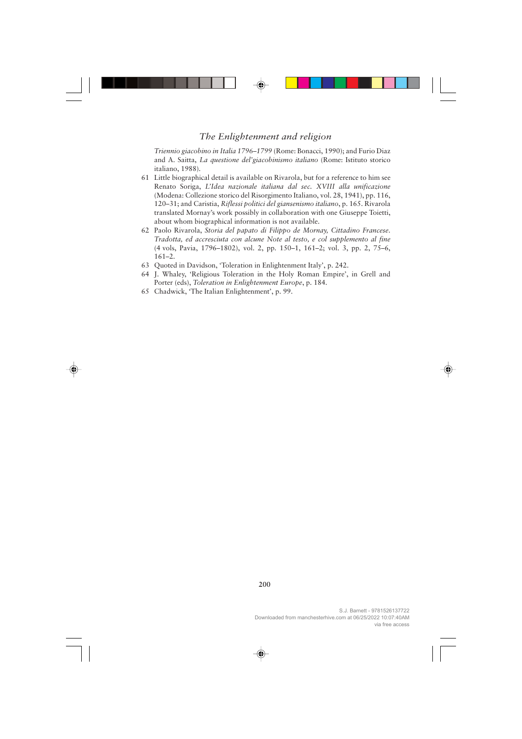*Triennio giacobino in Italia 1796–1799* (Rome: Bonacci, 1990); and Furio Diaz and A. Saitta, *La questione del'giacobinismo italiano* (Rome: Istituto storico italiano, 1988).

61 Little biographical detail is available on Rivarola, but for a reference to him see Renato Soriga, *L'Idea nazionale italiana dal sec. XVIII alla unificazione* (Modena: Collezione storico del Risorgimento Italiano, vol. 28, 1941), pp. 116, 120–31; and Caristia, *Riflessi politici del giansenismo italiano*, p. 165. Rivarola translated Mornay's work possibly in collaboration with one Giuseppe Toietti, about whom biographical information is not available.

62 Paolo Rivarola, *Storia del papato di Filippo de Mornay, Cittadino Francese. Tradotta, ed accresciuta con alcune Note al testo, e col supplemento al fine* (4 vols, Pavia, 1796–1802), vol. 2, pp. 150–1, 161–2; vol. 3, pp. 2, 75–6, 161–2.

63 Quoted in Davidson, 'Toleration in Enlightenment Italy', p. 242.

64 J. Whaley, 'Religious Toleration in the Holy Roman Empire', in Grell and Porter (eds), *Toleration in Enlightenment Europe*, p. 184.

65 Chadwick, 'The Italian Enlightenment', p. 99.